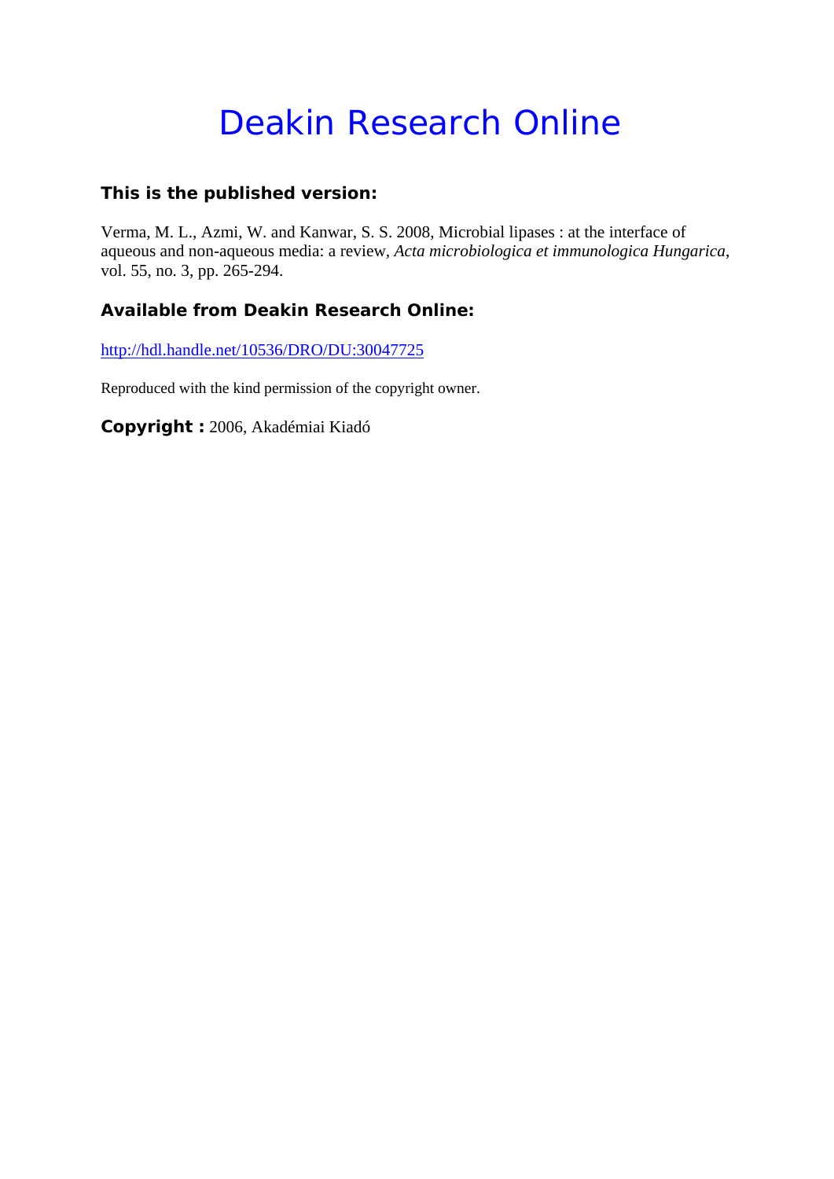# Deakin Research Online

**This is the published version:**

Verma, M. L., Azmi, W. and Kanwar, S. S. 2008, Microbial lipases : at the interface of aqueous and non-aqueous media: a review, *Acta microbiologica et immunologica Hungarica*, vol. 55, no. 3, pp. 265-294.

**Available from Deakin Research Online:**

http://hdl.handle.net/10536/DRO/DU:30047725

Reproduced with the kind permission of the copyright owner.

**Copyright :** 2006, Akadémiai Kiadó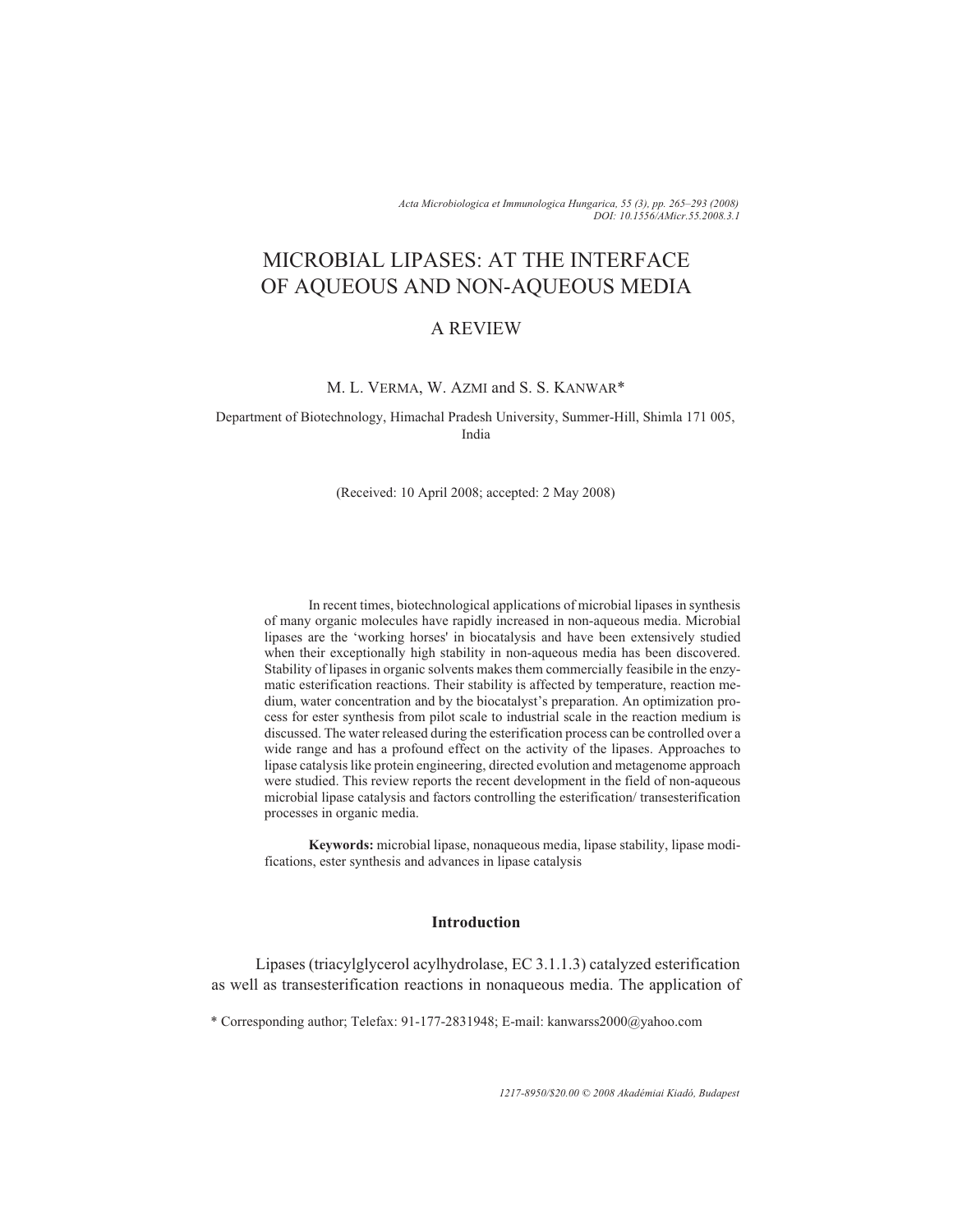# MICROBIAL LIPASES: AT THE INTERFACE OF AQUEOUS AND NON-AQUEOUS MEDIA

## A REVIEW

M. L. VERMA, W. AZMI and S. S. KANWAR*

Department of Biotechnology, Himachal Pradesh University, Summer-Hill, Shimla 171 005, India

(Received: 10 April 2008; accepted: 2 May 2008)

In recent times, biotechnological applications of microbial lipases in synthesis of many organic molecules have rapidly increased in non-aqueous media. Microbial lipases are the 'working horses' in biocatalysis and have been extensively studied when their exceptionally high stability in non-aqueous media has been discovered. Stability of lipases in organic solvents makes them commercially feasibile in the enzymatic esterification reactions. Their stability is affected by temperature, reaction medium, water concentration and by the biocatalyst's preparation. An optimization process for ester synthesis from pilot scale to industrial scale in the reaction medium is discussed. The water released during the esterification process can be controlled over a wide range and has a profound effect on the activity of the lipases. Approaches to lipase catalysis like protein engineering, directed evolution and metagenome approach were studied. This review reports the recent development in the field of non-aqueous microbial lipase catalysis and factors controlling the esterification/ transesterification processes in organic media.

**Keywords:** microbial lipase, nonaqueous media, lipase stability, lipase modifications, ester synthesis and advances in lipase catalysis

### Introduction

Lipases (triacylglycerol acylhydrolase, EC 3.1.1.3) catalyzed esterification as well as transesterification reactions in nonaqueous media. The application of

\* Corresponding author; Telefax: 91-177-2831948; E-mail: kanwarss2000@yahoo.com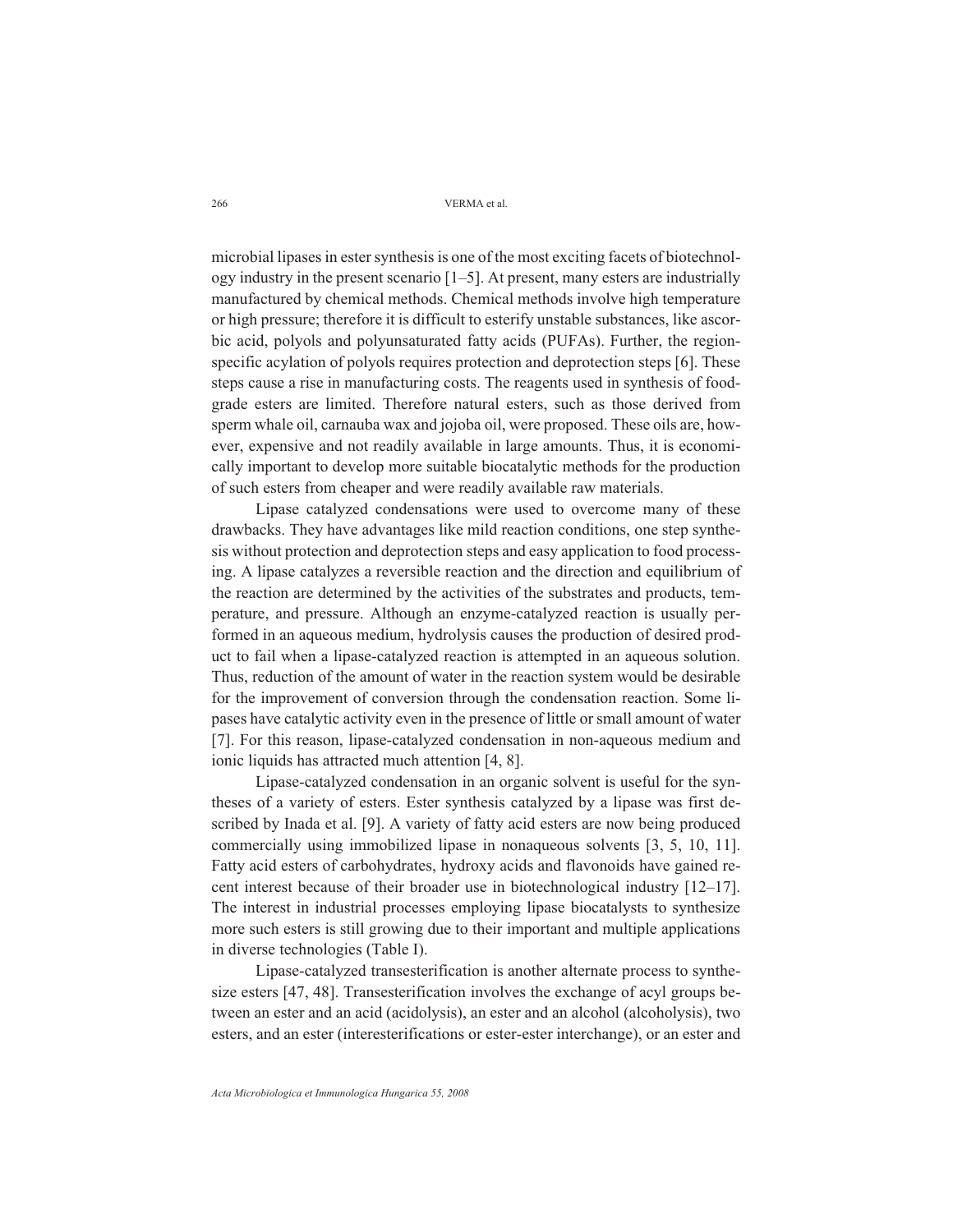microbial lipases in ester synthesis is one of the most exciting facets of biotechnology industry in the present scenario [1–5]. At present, many esters are industrially manufactured by chemical methods. Chemical methods involve high temperature or high pressure; therefore it is difficult to esterify unstable substances, like ascorbic acid, polyols and polyunsaturated fatty acids (PUFAs). Further, the region-specific acylation of polyols requires protection and deprotection steps [6]. These steps cause a rise in manufacturing costs. The reagents used in synthesis of food-grade esters are limited. Therefore natural esters, such as those derived from sperm whale oil, carnauba wax and jojoba oil, were proposed. These oils are, however, expensive and not readily available in large amounts. Thus, it is economically important to develop more suitable biocatalytic methods for the production of such esters from cheaper and were readily available raw materials.

Lipase catalyzed condensations were used to overcome many of these drawbacks. They have advantages like mild reaction conditions, one step synthesis without protection and deprotection steps and easy application to food processing. A lipase catalyzes a reversible reaction and the direction and equilibrium of the reaction are determined by the activities of the substrates and products, temperature, and pressure. Although an enzyme-catalyzed reaction is usually performed in an aqueous medium, hydrolysis causes the production of desired product to fail when a lipase-catalyzed reaction is attempted in an aqueous solution. Thus, reduction of the amount of water in the reaction system would be desirable for the improvement of conversion through the condensation reaction. Some lipases have catalytic activity even in the presence of little or small amount of water [7]. For this reason, lipase-catalyzed condensation in non-aqueous medium and ionic liquids has attracted much attention [4, 8].

Lipase-catalyzed condensation in an organic solvent is useful for the syntheses of a variety of esters. Ester synthesis catalyzed by a lipase was first described by Inada et al. [9]. A variety of fatty acid esters are now being produced commercially using immobilized lipase in nonaqueous solvents [3, 5, 10, 11]. Fatty acid esters of carbohydrates, hydroxy acids and flavonoids have gained recent interest because of their broader use in biotechnological industry [12–17]. The interest in industrial processes employing lipase biocatalysts to synthesize more such esters is still growing due to their important and multiple applications in diverse technologies (Table I).

Lipase-catalyzed transesterification is another alternate process to synthesize esters [47, 48]. Transesterification involves the exchange of acyl groups between an ester and an acid (acidolysis), an ester and an alcohol (alcoholysis), two esters, and an ester (interesterifications or ester-ester interchange), or an ester and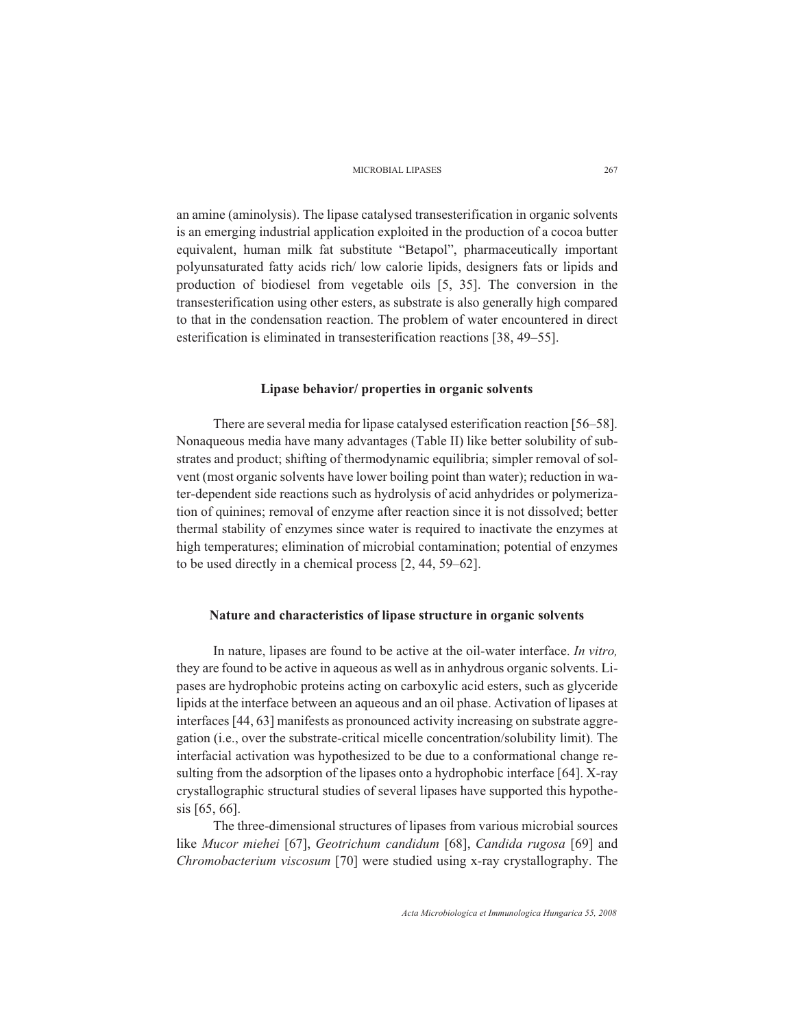an amine (aminolysis). The lipase catalysed transesterification in organic solvents is an emerging industrial application exploited in the production of a cocoa butter equivalent, human milk fat substitute "Betapol", pharmaceutically important polyunsaturated fatty acids rich/ low calorie lipids, designers fats or lipids and production of biodiesel from vegetable oils [5, 35]. The conversion in the transesterification using other esters, as substrate is also generally high compared to that in the condensation reaction. The problem of water encountered in direct esterification is eliminated in transesterification reactions [38, 49–55].

## Lipase behavior/ properties in organic solvents

There are several media for lipase catalysed esterification reaction [56–58]. Nonaqueous media have many advantages (Table II) like better solubility of substrates and product; shifting of thermodynamic equilibria; simpler removal of solvent (most organic solvents have lower boiling point than water); reduction in water-dependent side reactions such as hydrolysis of acid anhydrides or polymerization of quinines; removal of enzyme after reaction since it is not dissolved; better thermal stability of enzymes since water is required to inactivate the enzymes at high temperatures; elimination of microbial contamination; potential of enzymes to be used directly in a chemical process [2, 44, 59–62].

## Nature and characteristics of lipase structure in organic solvents

In nature, lipases are found to be active at the oil-water interface. *In vitro,* they are found to be active in aqueous as well as in anhydrous organic solvents. Lipases are hydrophobic proteins acting on carboxylic acid esters, such as glyceride lipids at the interface between an aqueous and an oil phase. Activation of lipases at interfaces [44, 63] manifests as pronounced activity increasing on substrate aggregation (i.e., over the substrate-critical micelle concentration/solubility limit). The interfacial activation was hypothesized to be due to a conformational change resulting from the adsorption of the lipases onto a hydrophobic interface [64]. X-ray crystallographic structural studies of several lipases have supported this hypothesis [65, 66].

The three-dimensional structures of lipases from various microbial sources like *Mucor miehei* [67], *Geotrichum candidum* [68], *Candida rugosa* [69] and *Chromobacterium viscosum* [70] were studied using x-ray crystallography. The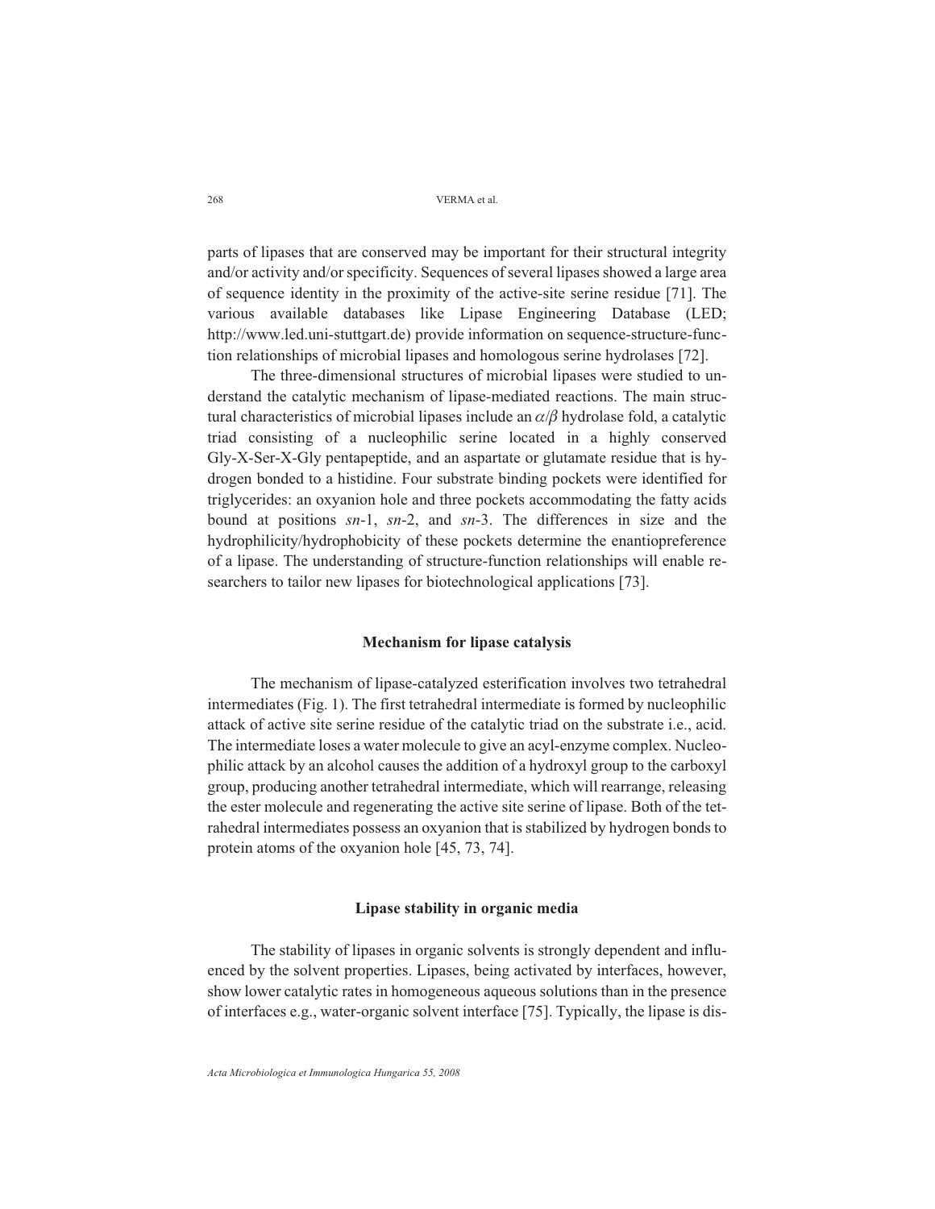parts of lipases that are conserved may be important for their structural integrity and/or activity and/or specificity. Sequences of several lipases showed a large area of sequence identity in the proximity of the active-site serine residue [71]. The various available databases like Lipase Engineering Database (LED; http://www.led.uni-stuttgart.de) provide information on sequence-structure-function relationships of microbial lipases and homologous serine hydrolases [72].

The three-dimensional structures of microbial lipases were studied to understand the catalytic mechanism of lipase-mediated reactions. The main structural characteristics of microbial lipases include an $\alpha/\beta$ hydrolase fold, a catalytic triad consisting of a nucleophilic serine located in a highly conserved Gly-X-Ser-X-Gly pentapeptide, and an aspartate or glutamate residue that is hydrogen bonded to a histidine. Four substrate binding pockets were identified for triglycerides: an oxyanion hole and three pockets accommodating the fatty acids bound at positions *sn*-1, *sn*-2, and *sn*-3. The differences in size and the hydrophilicity/hydrophobicity of these pockets determine the enantiopreference of a lipase. The understanding of structure-function relationships will enable researchers to tailor new lipases for biotechnological applications [73].

## Mechanism for lipase catalysis

The mechanism of lipase-catalyzed esterification involves two tetrahedral intermediates (Fig. 1). The first tetrahedral intermediate is formed by nucleophilic attack of active site serine residue of the catalytic triad on the substrate i.e., acid. The intermediate loses a water molecule to give an acyl-enzyme complex. Nucleophilic attack by an alcohol causes the addition of a hydroxyl group to the carboxyl group, producing another tetrahedral intermediate, which will rearrange, releasing the ester molecule and regenerating the active site serine of lipase. Both of the tetrahedral intermediates possess an oxyanion that is stabilized by hydrogen bonds to protein atoms of the oxyanion hole [45, 73, 74].

## Lipase stability in organic media

The stability of lipases in organic solvents is strongly dependent and influenced by the solvent properties. Lipases, being activated by interfaces, however, show lower catalytic rates in homogeneous aqueous solutions than in the presence of interfaces e.g., water-organic solvent interface [75]. Typically, the lipase is dis-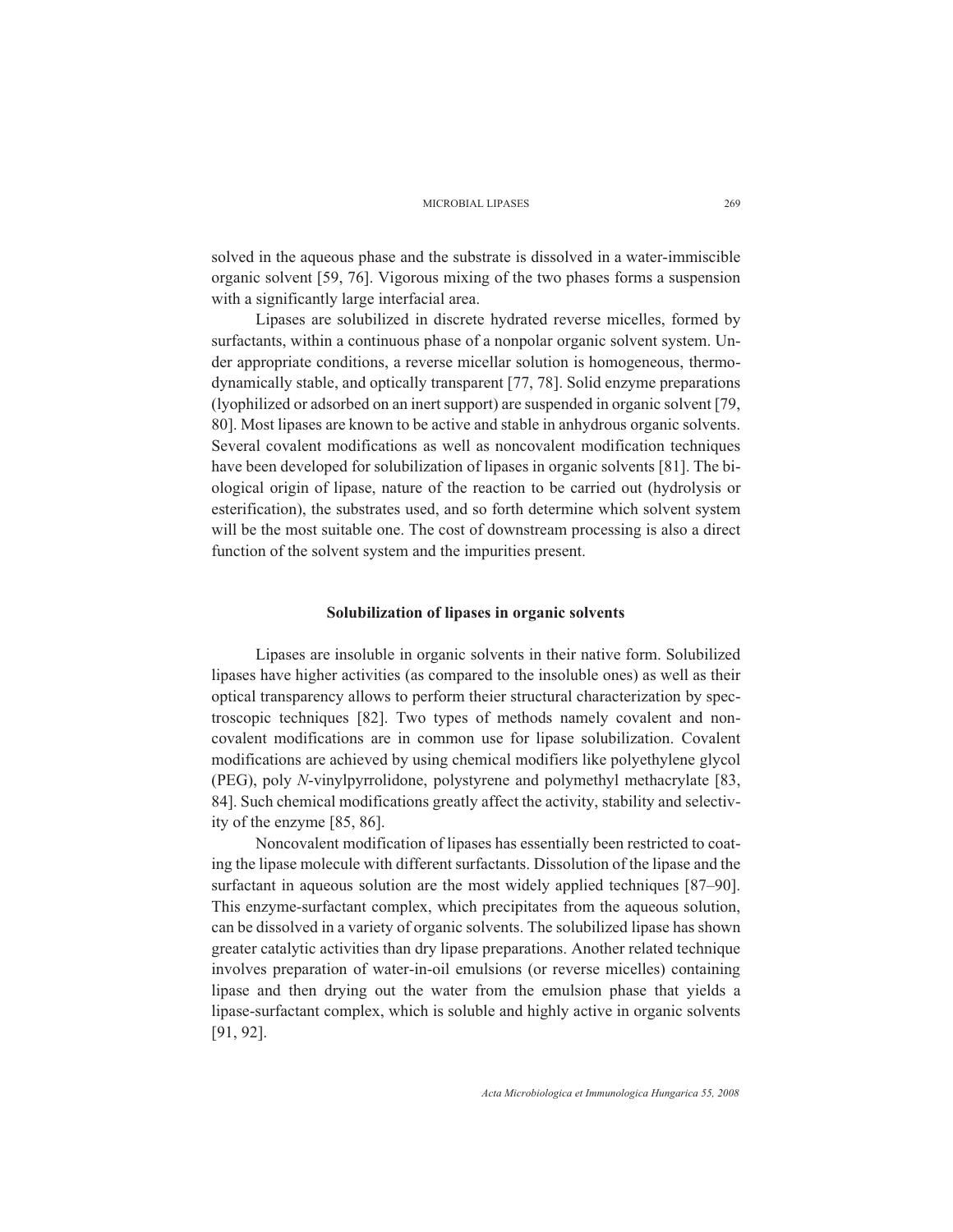solved in the aqueous phase and the substrate is dissolved in a water-immiscible organic solvent [59, 76]. Vigorous mixing of the two phases forms a suspension with a significantly large interfacial area.

Lipases are solubilized in discrete hydrated reverse micelles, formed by surfactants, within a continuous phase of a nonpolar organic solvent system. Under appropriate conditions, a reverse micellar solution is homogeneous, thermodynamically stable, and optically transparent [77, 78]. Solid enzyme preparations (lyophilized or adsorbed on an inert support) are suspended in organic solvent [79, 80]. Most lipases are known to be active and stable in anhydrous organic solvents. Several covalent modifications as well as noncovalent modification techniques have been developed for solubilization of lipases in organic solvents [81]. The biological origin of lipase, nature of the reaction to be carried out (hydrolysis or esterification), the substrates used, and so forth determine which solvent system will be the most suitable one. The cost of downstream processing is also a direct function of the solvent system and the impurities present.

### Solubilization of lipases in organic solvents

Lipases are insoluble in organic solvents in their native form. Solubilized lipases have higher activities (as compared to the insoluble ones) as well as their optical transparency allows to perform theier structural characterization by spectroscopic techniques [82]. Two types of methods namely covalent and noncovalent modifications are in common use for lipase solubilization. Covalent modifications are achieved by using chemical modifiers like polyethylene glycol (PEG), poly *N*-vinylpyrrolidone, polystyrene and polymethyl methacrylate [83, 84]. Such chemical modifications greatly affect the activity, stability and selectivity of the enzyme [85, 86].

Noncovalent modification of lipases has essentially been restricted to coating the lipase molecule with different surfactants. Dissolution of the lipase and the surfactant in aqueous solution are the most widely applied techniques [87–90]. This enzyme-surfactant complex, which precipitates from the aqueous solution, can be dissolved in a variety of organic solvents. The solubilized lipase has shown greater catalytic activities than dry lipase preparations. Another related technique involves preparation of water-in-oil emulsions (or reverse micelles) containing lipase and then drying out the water from the emulsion phase that yields a lipase-surfactant complex, which is soluble and highly active in organic solvents [91, 92].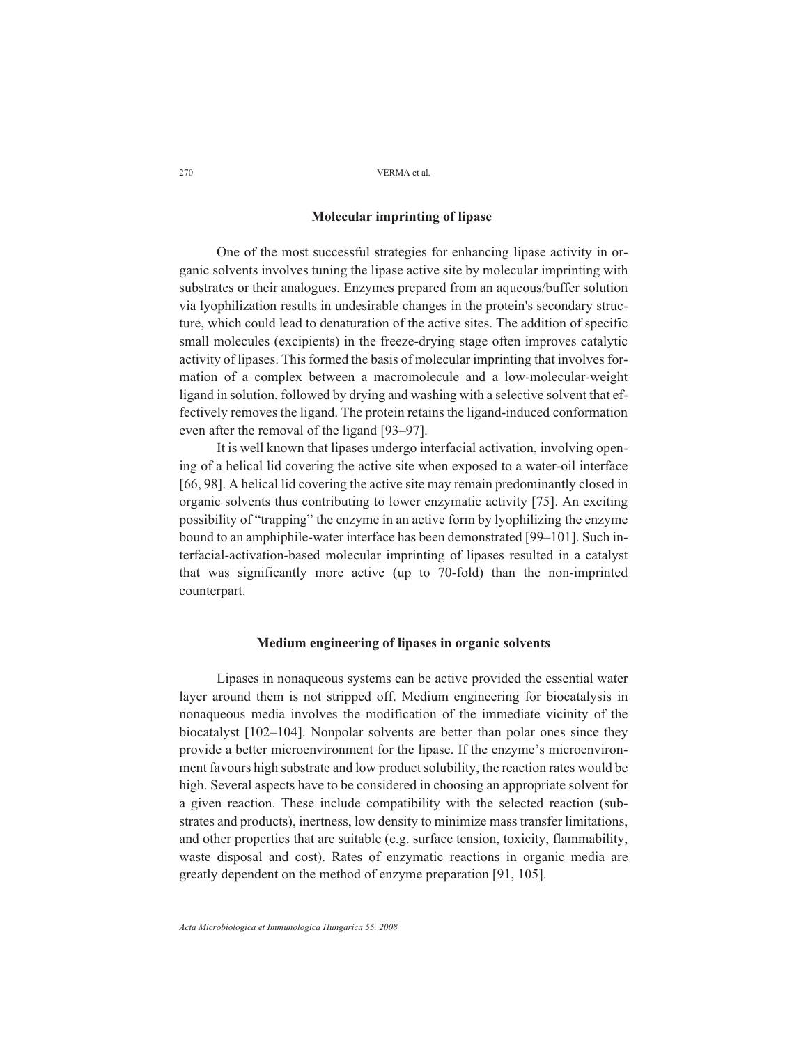## Molecular imprinting of lipase

One of the most successful strategies for enhancing lipase activity in organic solvents involves tuning the lipase active site by molecular imprinting with substrates or their analogues. Enzymes prepared from an aqueous/buffer solution via lyophilization results in undesirable changes in the protein's secondary structure, which could lead to denaturation of the active sites. The addition of specific small molecules (excipients) in the freeze-drying stage often improves catalytic activity of lipases. This formed the basis of molecular imprinting that involves formation of a complex between a macromolecule and a low-molecular-weight ligand in solution, followed by drying and washing with a selective solvent that effectively removes the ligand. The protein retains the ligand-induced conformation even after the removal of the ligand [93–97].

It is well known that lipases undergo interfacial activation, involving opening of a helical lid covering the active site when exposed to a water-oil interface [66, 98]. A helical lid covering the active site may remain predominantly closed in organic solvents thus contributing to lower enzymatic activity [75]. An exciting possibility of "trapping" the enzyme in an active form by lyophilizing the enzyme bound to an amphiphile-water interface has been demonstrated [99–101]. Such interfacial-activation-based molecular imprinting of lipases resulted in a catalyst that was significantly more active (up to 70-fold) than the non-imprinted counterpart.

## Medium engineering of lipases in organic solvents

Lipases in nonaqueous systems can be active provided the essential water layer around them is not stripped off. Medium engineering for biocatalysis in nonaqueous media involves the modification of the immediate vicinity of the biocatalyst [102–104]. Nonpolar solvents are better than polar ones since they provide a better microenvironment for the lipase. If the enzyme's microenvironment favours high substrate and low product solubility, the reaction rates would be high. Several aspects have to be considered in choosing an appropriate solvent for a given reaction. These include compatibility with the selected reaction (substrates and products), inertness, low density to minimize mass transfer limitations, and other properties that are suitable (e.g. surface tension, toxicity, flammability, waste disposal and cost). Rates of enzymatic reactions in organic media are greatly dependent on the method of enzyme preparation [91, 105].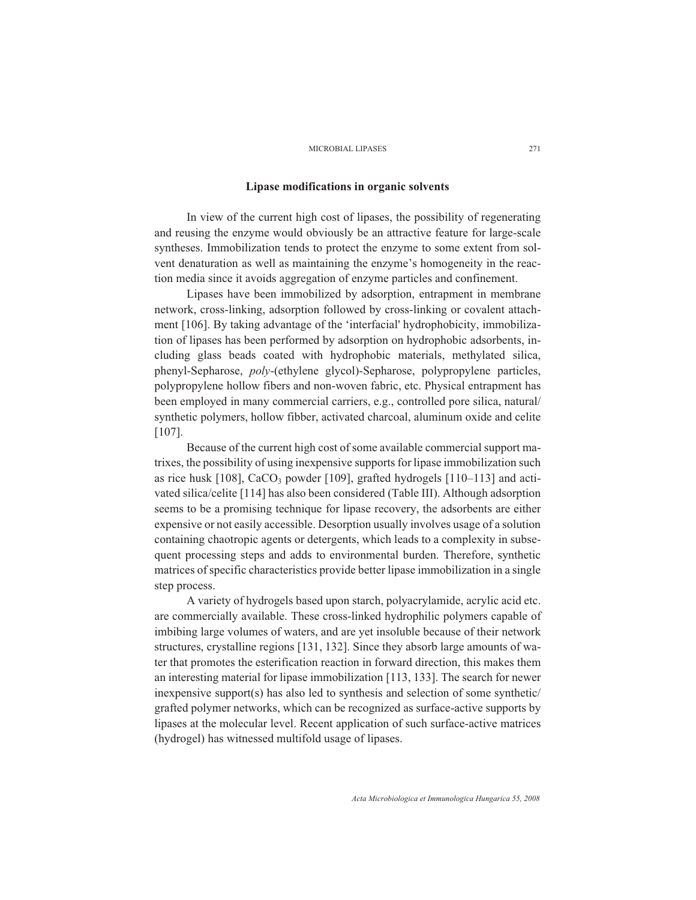### Lipase modifications in organic solvents

In view of the current high cost of lipases, the possibility of regenerating and reusing the enzyme would obviously be an attractive feature for large-scale syntheses. Immobilization tends to protect the enzyme to some extent from solvent denaturation as well as maintaining the enzyme's homogeneity in the reaction media since it avoids aggregation of enzyme particles and confinement.

Lipases have been immobilized by adsorption, entrapment in membrane network, cross-linking, adsorption followed by cross-linking or covalent attachment [106]. By taking advantage of the 'interfacial' hydrophobicity, immobilization of lipases has been performed by adsorption on hydrophobic adsorbents, including glass beads coated with hydrophobic materials, methylated silica, phenyl-Sepharose, *poly*-(ethylene glycol)-Sepharose, polypropylene particles, polypropylene hollow fibers and non-woven fabric, etc. Physical entrapment has been employed in many commercial carriers, e.g., controlled pore silica, natural/synthetic polymers, hollow fibber, activated charcoal, aluminum oxide and celite [107].

Because of the current high cost of some available commercial support matrixes, the possibility of using inexpensive supports for lipase immobilization such as rice husk [108], $CaCO_3$ powder [109], grafted hydrogels [110–113] and activated silica/celite [114] has also been considered (Table III). Although adsorption seems to be a promising technique for lipase recovery, the adsorbents are either expensive or not easily accessible. Desorption usually involves usage of a solution containing chaotropic agents or detergents, which leads to a complexity in subsequent processing steps and adds to environmental burden. Therefore, synthetic matrices of specific characteristics provide better lipase immobilization in a single step process.

A variety of hydrogels based upon starch, polyacrylamide, acrylic acid etc. are commercially available. These cross-linked hydrophilic polymers capable of imbibing large volumes of waters, and are yet insoluble because of their network structures, crystalline regions [131, 132]. Since they absorb large amounts of water that promotes the esterification reaction in forward direction, this makes them an interesting material for lipase immobilization [113, 133]. The search for newer inexpensive support(s) has also led to synthesis and selection of some synthetic/grafted polymer networks, which can be recognized as surface-active supports by lipases at the molecular level. Recent application of such surface-active matrices (hydrogel) has witnessed multifold usage of lipases.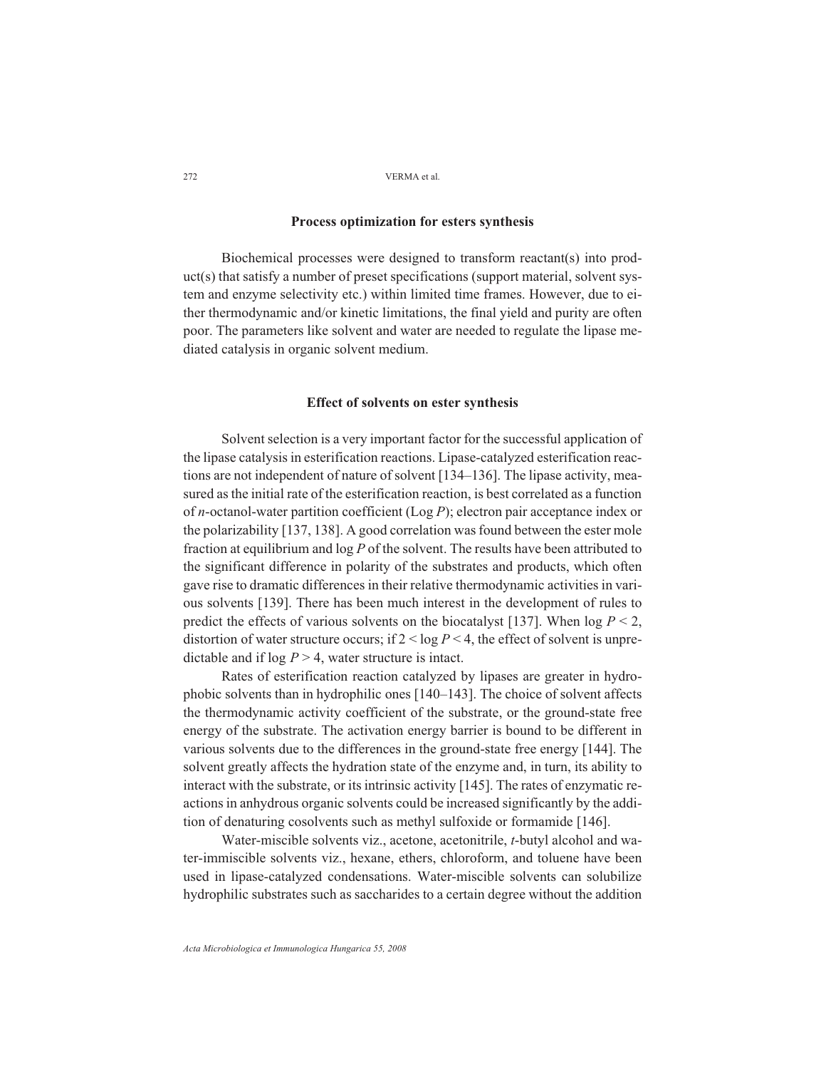## Process optimization for esters synthesis

Biochemical processes were designed to transform reactant(s) into product(s) that satisfy a number of preset specifications (support material, solvent system and enzyme selectivity etc.) within limited time frames. However, due to either thermodynamic and/or kinetic limitations, the final yield and purity are often poor. The parameters like solvent and water are needed to regulate the lipase mediated catalysis in organic solvent medium.

## Effect of solvents on ester synthesis

Solvent selection is a very important factor for the successful application of the lipase catalysis in esterification reactions. Lipase-catalyzed esterification reactions are not independent of nature of solvent [134–136]. The lipase activity, measured as the initial rate of the esterification reaction, is best correlated as a function of *n*-octanol-water partition coefficient (Log *P*); electron pair acceptance index or the polarizability [137, 138]. A good correlation was found between the ester mole fraction at equilibrium and log *P* of the solvent. The results have been attributed to the significant difference in polarity of the substrates and products, which often gave rise to dramatic differences in their relative thermodynamic activities in various solvents [139]. There has been much interest in the development of rules to predict the effects of various solvents on the biocatalyst [137]. When $\log P < 2$, distortion of water structure occurs; if $2 < \log P < 4$, the effect of solvent is unpredictable and if $\log P > 4$, water structure is intact.

Rates of esterification reaction catalyzed by lipases are greater in hydrophobic solvents than in hydrophilic ones [140–143]. The choice of solvent affects the thermodynamic activity coefficient of the substrate, or the ground-state free energy of the substrate. The activation energy barrier is bound to be different in various solvents due to the differences in the ground-state free energy [144]. The solvent greatly affects the hydration state of the enzyme and, in turn, its ability to interact with the substrate, or its intrinsic activity [145]. The rates of enzymatic reactions in anhydrous organic solvents could be increased significantly by the addition of denaturing cosolvents such as methyl sulfoxide or formamide [146].

Water-miscible solvents viz., acetone, acetonitrile, *t*-butyl alcohol and water-immiscible solvents viz., hexane, ethers, chloroform, and toluene have been used in lipase-catalyzed condensations. Water-miscible solvents can solubilize hydrophilic substrates such as saccharides to a certain degree without the addition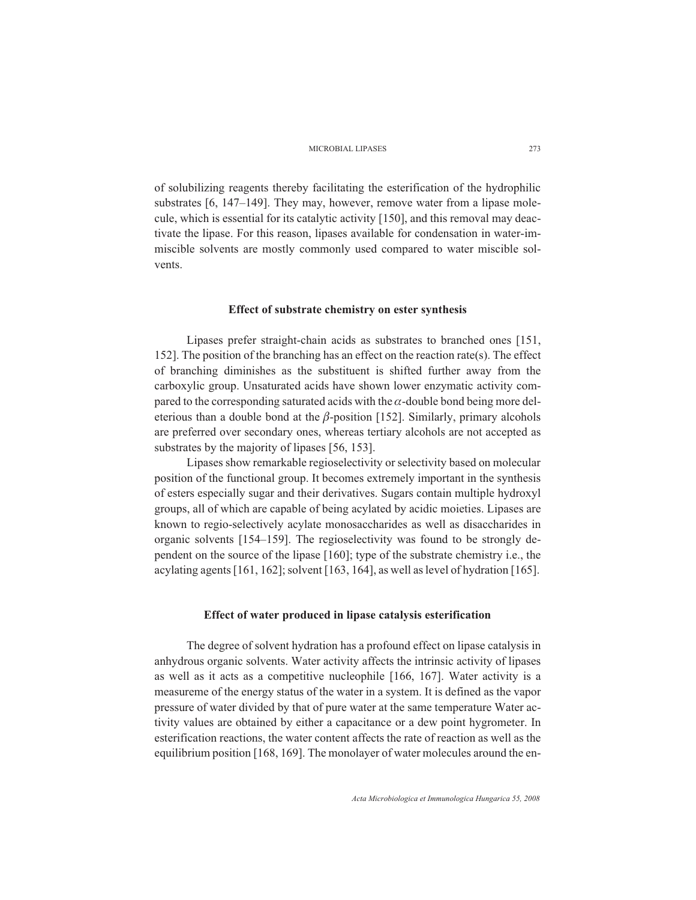of solubilizing reagents thereby facilitating the esterification of the hydrophilic substrates [6, 147–149]. They may, however, remove water from a lipase molecule, which is essential for its catalytic activity [150], and this removal may deactivate the lipase. For this reason, lipases available for condensation in water-immiscible solvents are mostly commonly used compared to water miscible solvents.

## Effect of substrate chemistry on ester synthesis

Lipases prefer straight-chain acids as substrates to branched ones [151, 152]. The position of the branching has an effect on the reaction rate(s). The effect of branching diminishes as the substituent is shifted further away from the carboxylic group. Unsaturated acids have shown lower enzymatic activity compared to the corresponding saturated acids with the $\alpha$-double bond being more deleterious than a double bond at the $\beta$-position [152]. Similarly, primary alcohols are preferred over secondary ones, whereas tertiary alcohols are not accepted as substrates by the majority of lipases [56, 153].

Lipases show remarkable regioselectivity or selectivity based on molecular position of the functional group. It becomes extremely important in the synthesis of esters especially sugar and their derivatives. Sugars contain multiple hydroxyl groups, all of which are capable of being acylated by acidic moieties. Lipases are known to regio-selectively acylate monosaccharides as well as disaccharides in organic solvents [154–159]. The regioselectivity was found to be strongly dependent on the source of the lipase [160]; type of the substrate chemistry i.e., the acylating agents [161, 162]; solvent [163, 164], as well as level of hydration [165].

## Effect of water produced in lipase catalysis esterification

The degree of solvent hydration has a profound effect on lipase catalysis in anhydrous organic solvents. Water activity affects the intrinsic activity of lipases as well as it acts as a competitive nucleophile [166, 167]. Water activity is a measureme of the energy status of the water in a system. It is defined as the vapor pressure of water divided by that of pure water at the same temperature Water activity values are obtained by either a capacitance or a dew point hygrometer. In esterification reactions, the water content affects the rate of reaction as well as the equilibrium position [168, 169]. The monolayer of water molecules around the en-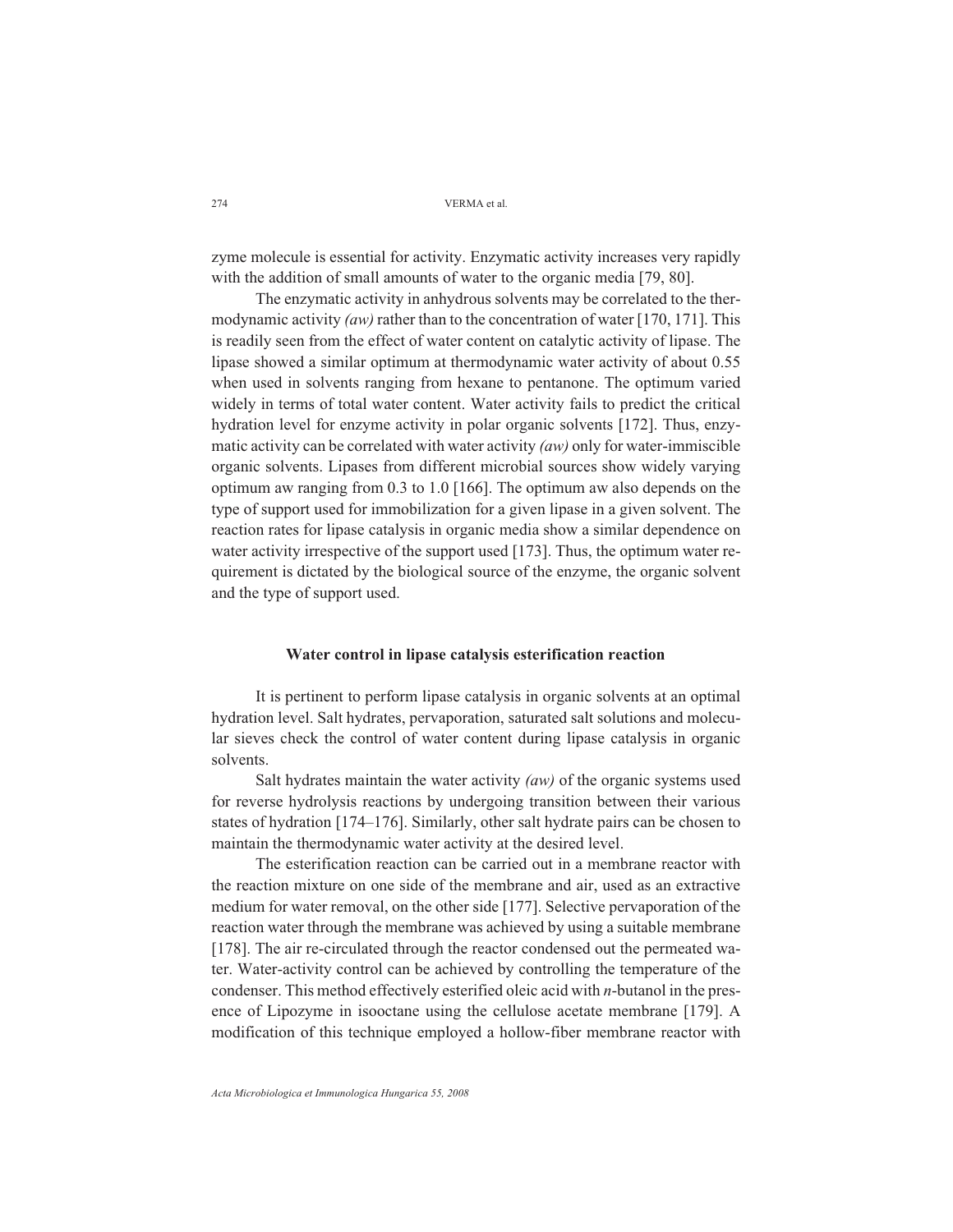zyme molecule is essential for activity. Enzymatic activity increases very rapidly with the addition of small amounts of water to the organic media [79, 80].

The enzymatic activity in anhydrous solvents may be correlated to the thermodynamic activity *(aw)* rather than to the concentration of water [170, 171]. This is readily seen from the effect of water content on catalytic activity of lipase. The lipase showed a similar optimum at thermodynamic water activity of about 0.55 when used in solvents ranging from hexane to pentanone. The optimum varied widely in terms of total water content. Water activity fails to predict the critical hydration level for enzyme activity in polar organic solvents [172]. Thus, enzymatic activity can be correlated with water activity *(aw)* only for water-immiscible organic solvents. Lipases from different microbial sources show widely varying optimum aw ranging from 0.3 to 1.0 [166]. The optimum aw also depends on the type of support used for immobilization for a given lipase in a given solvent. The reaction rates for lipase catalysis in organic media show a similar dependence on water activity irrespective of the support used [173]. Thus, the optimum water requirement is dictated by the biological source of the enzyme, the organic solvent and the type of support used.

### Water control in lipase catalysis esterification reaction

It is pertinent to perform lipase catalysis in organic solvents at an optimal hydration level. Salt hydrates, pervaporation, saturated salt solutions and molecular sieves check the control of water content during lipase catalysis in organic solvents.

Salt hydrates maintain the water activity *(aw)* of the organic systems used for reverse hydrolysis reactions by undergoing transition between their various states of hydration [174–176]. Similarly, other salt hydrate pairs can be chosen to maintain the thermodynamic water activity at the desired level.

The esterification reaction can be carried out in a membrane reactor with the reaction mixture on one side of the membrane and air, used as an extractive medium for water removal, on the other side [177]. Selective pervaporation of the reaction water through the membrane was achieved by using a suitable membrane [178]. The air re-circulated through the reactor condensed out the permeated water. Water-activity control can be achieved by controlling the temperature of the condenser. This method effectively esterified oleic acid with *n*-butanol in the presence of Lipozyme in isooctane using the cellulose acetate membrane [179]. A modification of this technique employed a hollow-fiber membrane reactor with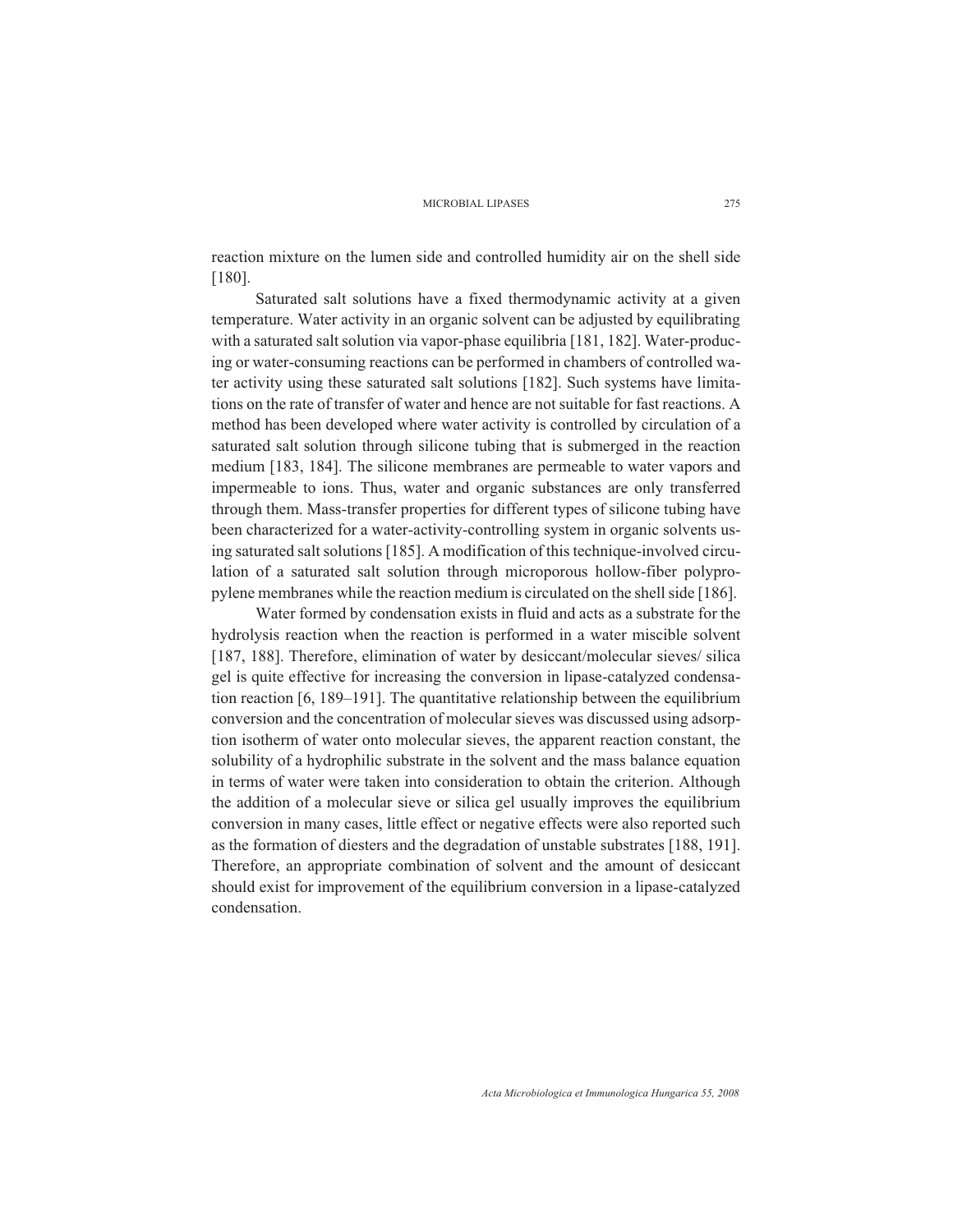reaction mixture on the lumen side and controlled humidity air on the shell side [180].

Saturated salt solutions have a fixed thermodynamic activity at a given temperature. Water activity in an organic solvent can be adjusted by equilibrating with a saturated salt solution via vapor-phase equilibria [181, 182]. Water-producing or water-consuming reactions can be performed in chambers of controlled water activity using these saturated salt solutions [182]. Such systems have limitations on the rate of transfer of water and hence are not suitable for fast reactions. A method has been developed where water activity is controlled by circulation of a saturated salt solution through silicone tubing that is submerged in the reaction medium [183, 184]. The silicone membranes are permeable to water vapors and impermeable to ions. Thus, water and organic substances are only transferred through them. Mass-transfer properties for different types of silicone tubing have been characterized for a water-activity-controlling system in organic solvents using saturated salt solutions [185]. A modification of this technique-involved circulation of a saturated salt solution through microporous hollow-fiber polypropylene membranes while the reaction medium is circulated on the shell side [186].

Water formed by condensation exists in fluid and acts as a substrate for the hydrolysis reaction when the reaction is performed in a water miscible solvent [187, 188]. Therefore, elimination of water by desiccant/molecular sieves/ silica gel is quite effective for increasing the conversion in lipase-catalyzed condensation reaction [6, 189–191]. The quantitative relationship between the equilibrium conversion and the concentration of molecular sieves was discussed using adsorption isotherm of water onto molecular sieves, the apparent reaction constant, the solubility of a hydrophilic substrate in the solvent and the mass balance equation in terms of water were taken into consideration to obtain the criterion. Although the addition of a molecular sieve or silica gel usually improves the equilibrium conversion in many cases, little effect or negative effects were also reported such as the formation of diesters and the degradation of unstable substrates [188, 191]. Therefore, an appropriate combination of solvent and the amount of desiccant should exist for improvement of the equilibrium conversion in a lipase-catalyzed condensation.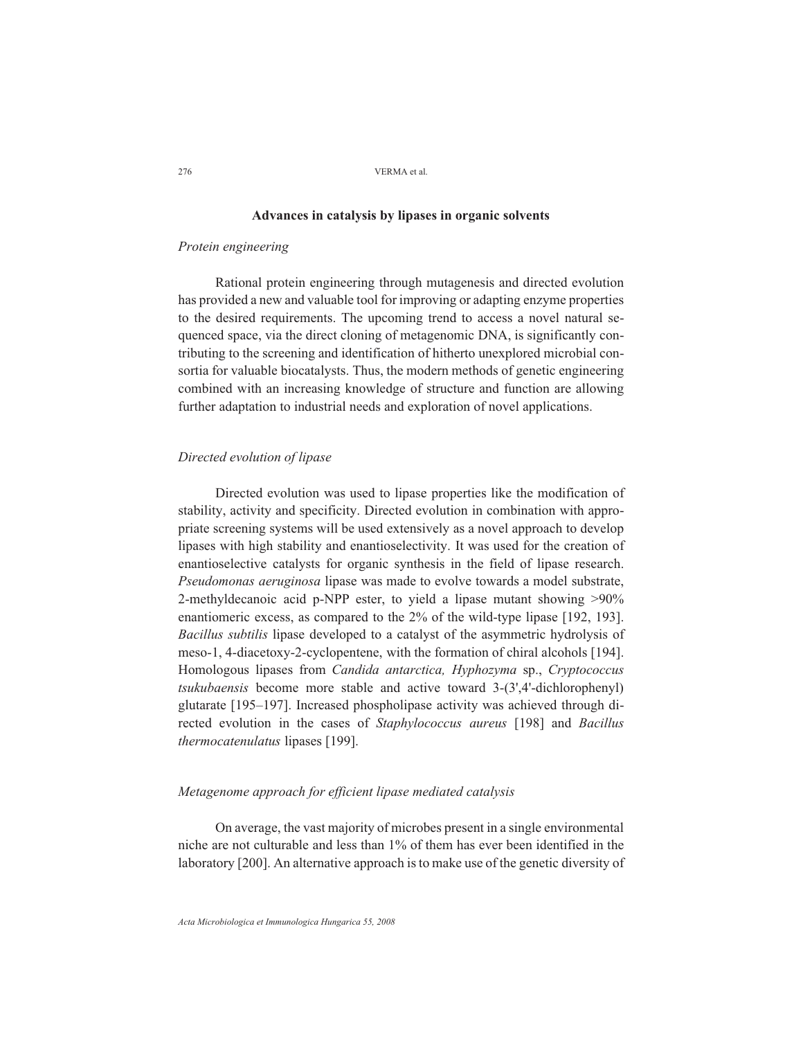## Advances in catalysis by lipases in organic solvents

### *Protein engineering*

Rational protein engineering through mutagenesis and directed evolution has provided a new and valuable tool for improving or adapting enzyme properties to the desired requirements. The upcoming trend to access a novel natural sequenced space, via the direct cloning of metagenomic DNA, is significantly contributing to the screening and identification of hitherto unexplored microbial consortia for valuable biocatalysts. Thus, the modern methods of genetic engineering combined with an increasing knowledge of structure and function are allowing further adaptation to industrial needs and exploration of novel applications.

### *Directed evolution of lipase*

Directed evolution was used to lipase properties like the modification of stability, activity and specificity. Directed evolution in combination with appropriate screening systems will be used extensively as a novel approach to develop lipases with high stability and enantioselectivity. It was used for the creation of enantioselective catalysts for organic synthesis in the field of lipase research. *Pseudomonas aeruginosa* lipase was made to evolve towards a model substrate, 2-methyldecanoic acid p-NPP ester, to yield a lipase mutant showing >90% enantiomeric excess, as compared to the 2% of the wild-type lipase [192, 193]. *Bacillus subtilis* lipase developed to a catalyst of the asymmetric hydrolysis of meso-1, 4-diacetoxy-2-cyclopentene, with the formation of chiral alcohols [194]. Homologous lipases from *Candida antarctica, Hyphozyma* sp., *Cryptococcus tsukubaensis* become more stable and active toward 3-(3',4'-dichlorophenyl) glutarate [195–197]. Increased phospholipase activity was achieved through directed evolution in the cases of *Staphylococcus aureus* [198] and *Bacillus thermocatenulatus* lipases [199].

### *Metagenome approach for efficient lipase mediated catalysis*

On average, the vast majority of microbes present in a single environmental niche are not culturable and less than 1% of them has ever been identified in the laboratory [200]. An alternative approach is to make use of the genetic diversity of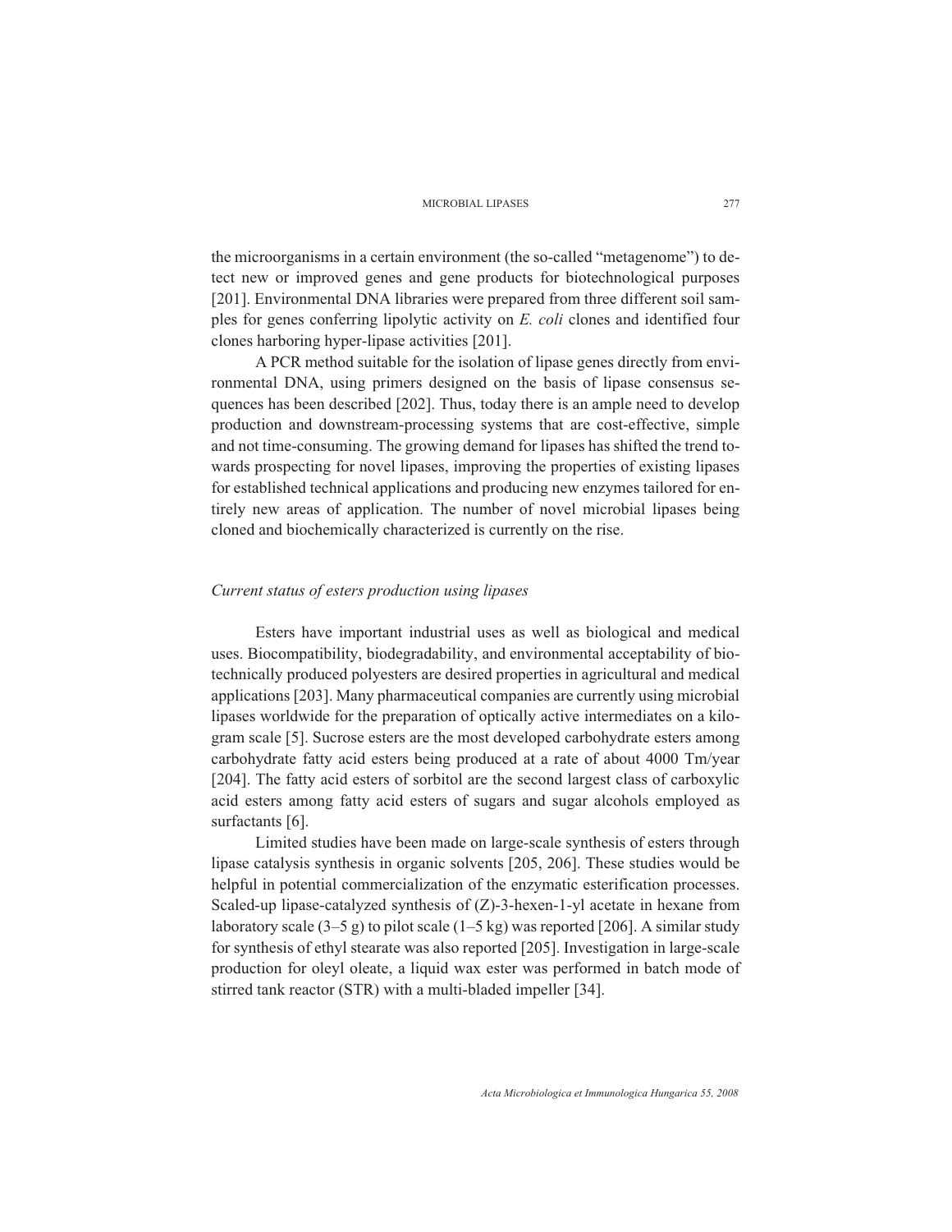the microorganisms in a certain environment (the so-called "metagenome") to detect new or improved genes and gene products for biotechnological purposes [201]. Environmental DNA libraries were prepared from three different soil samples for genes conferring lipolytic activity on *E. coli* clones and identified four clones harboring hyper-lipase activities [201].

A PCR method suitable for the isolation of lipase genes directly from environmental DNA, using primers designed on the basis of lipase consensus sequences has been described [202]. Thus, today there is an ample need to develop production and downstream-processing systems that are cost-effective, simple and not time-consuming. The growing demand for lipases has shifted the trend towards prospecting for novel lipases, improving the properties of existing lipases for established technical applications and producing new enzymes tailored for entirely new areas of application. The number of novel microbial lipases being cloned and biochemically characterized is currently on the rise.

### *Current status of esters production using lipases*

Esters have important industrial uses as well as biological and medical uses. Biocompatibility, biodegradability, and environmental acceptability of biotechnically produced polyesters are desired properties in agricultural and medical applications [203]. Many pharmaceutical companies are currently using microbial lipases worldwide for the preparation of optically active intermediates on a kilogram scale [5]. Sucrose esters are the most developed carbohydrate esters among carbohydrate fatty acid esters being produced at a rate of about 4000 Tm/year [204]. The fatty acid esters of sorbitol are the second largest class of carboxylic acid esters among fatty acid esters of sugars and sugar alcohols employed as surfactants [6].

Limited studies have been made on large-scale synthesis of esters through lipase catalysis synthesis in organic solvents [205, 206]. These studies would be helpful in potential commercialization of the enzymatic esterification processes. Scaled-up lipase-catalyzed synthesis of (Z)-3-hexen-1-yl acetate in hexane from laboratory scale (3–5 g) to pilot scale (1–5 kg) was reported [206]. A similar study for synthesis of ethyl stearate was also reported [205]. Investigation in large-scale production for oleyl oleate, a liquid wax ester was performed in batch mode of stirred tank reactor (STR) with a multi-bladed impeller [34].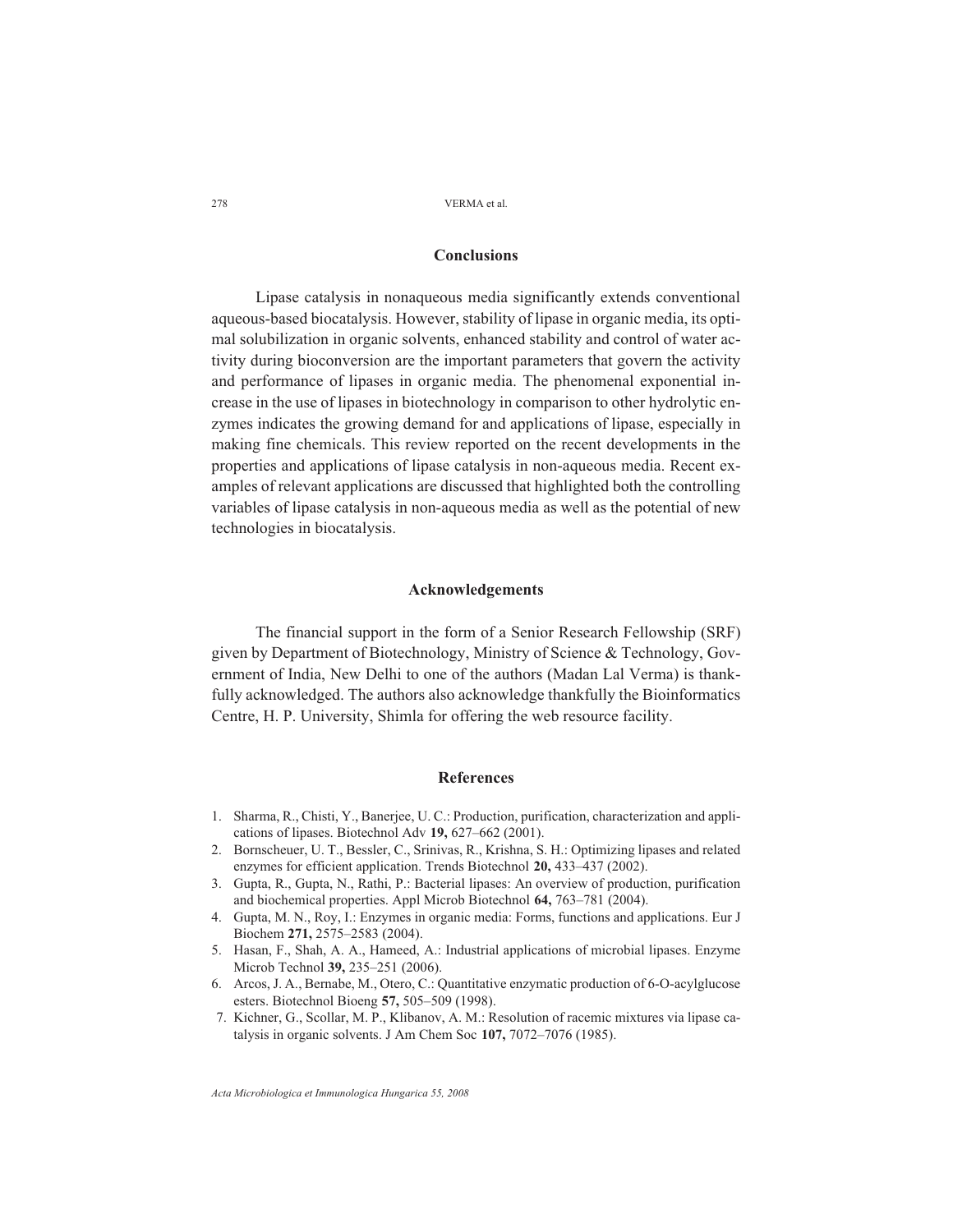## Conclusions

Lipase catalysis in nonaqueous media significantly extends conventional aqueous-based biocatalysis. However, stability of lipase in organic media, its optimal solubilization in organic solvents, enhanced stability and control of water activity during bioconversion are the important parameters that govern the activity and performance of lipases in organic media. The phenomenal exponential increase in the use of lipases in biotechnology in comparison to other hydrolytic enzymes indicates the growing demand for and applications of lipase, especially in making fine chemicals. This review reported on the recent developments in the properties and applications of lipase catalysis in non-aqueous media. Recent examples of relevant applications are discussed that highlighted both the controlling variables of lipase catalysis in non-aqueous media as well as the potential of new technologies in biocatalysis.

## Acknowledgements

The financial support in the form of a Senior Research Fellowship (SRF) given by Department of Biotechnology, Ministry of Science & Technology, Government of India, New Delhi to one of the authors (Madan Lal Verma) is thankfully acknowledged. The authors also acknowledge thankfully the Bioinformatics Centre, H. P. University, Shimla for offering the web resource facility.

## References

1. Sharma, R., Chisti, Y., Banerjee, U. C.: Production, purification, characterization and applications of lipases. Biotechnol Adv **19,** 627–662 (2001).
2. Bornscheuer, U. T., Bessler, C., Srinivas, R., Krishna, S. H.: Optimizing lipases and related enzymes for efficient application. Trends Biotechnol **20,** 433–437 (2002).
3. Gupta, R., Gupta, N., Rathi, P.: Bacterial lipases: An overview of production, purification and biochemical properties. Appl Microb Biotechnol **64,** 763–781 (2004).
4. Gupta, M. N., Roy, I.: Enzymes in organic media: Forms, functions and applications. Eur J Biochem **271,** 2575–2583 (2004).
5. Hasan, F., Shah, A. A., Hameed, A.: Industrial applications of microbial lipases. Enzyme Microb Technol **39,** 235–251 (2006).
6. Arcos, J. A., Bernabe, M., Otero, C.: Quantitative enzymatic production of 6-O-acylglucose esters. Biotechnol Bioeng **57,** 505–509 (1998).
7. Kichner, G., Scollar, M. P., Klibanov, A. M.: Resolution of racemic mixtures via lipase catalysis in organic solvents. J Am Chem Soc **107,** 7072–7076 (1985).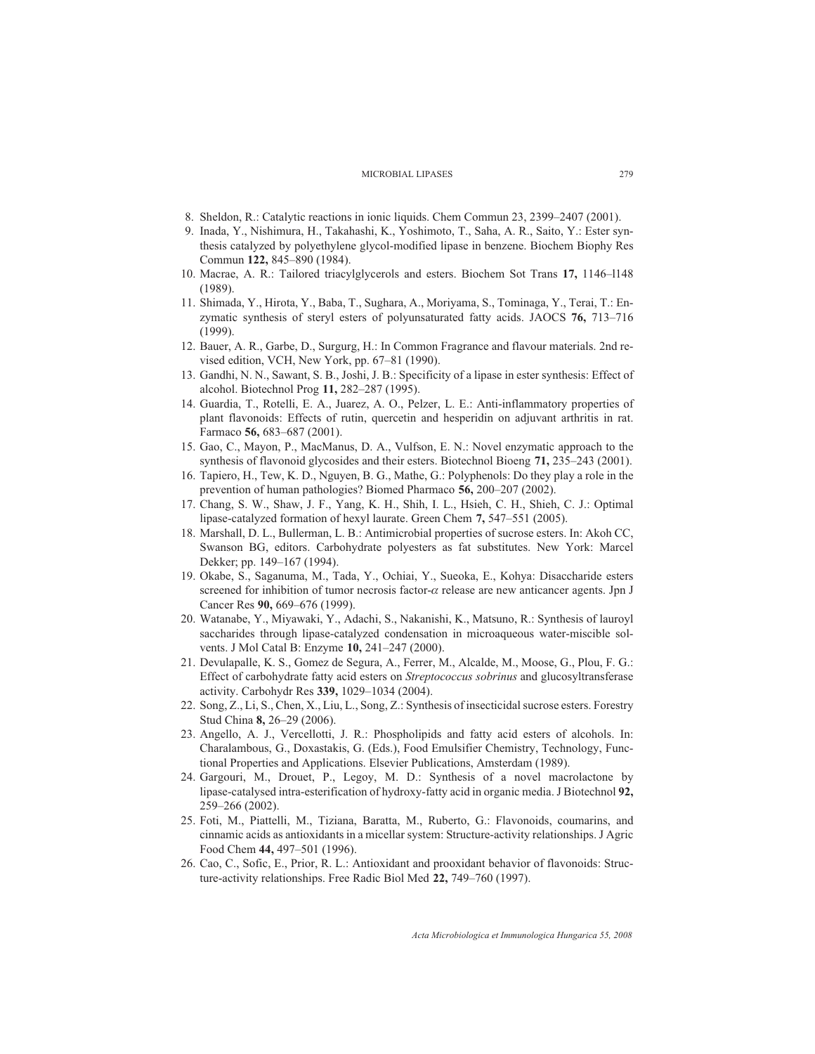8. Sheldon, R.: Catalytic reactions in ionic liquids. Chem Commun 23, 2399–2407 (2001).
9. Inada, Y., Nishimura, H., Takahashi, K., Yoshimoto, T., Saha, A. R., Saito, Y.: Ester synthesis catalyzed by polyethylene glycol-modified lipase in benzene. Biochem Biophy Res Commun **122,** 845–890 (1984).
10. Macrae, A. R.: Tailored triacylglycerols and esters. Biochem Sot Trans **17,** 1146–l148 (1989).
11. Shimada, Y., Hirota, Y., Baba, T., Sughara, A., Moriyama, S., Tominaga, Y., Terai, T.: Enzymatic synthesis of steryl esters of polyunsaturated fatty acids. JAOCS **76,** 713–716 (1999).
12. Bauer, A. R., Garbe, D., Surgurg, H.: In Common Fragrance and flavour materials. 2nd revised edition, VCH, New York, pp. 67–81 (1990).
13. Gandhi, N. N., Sawant, S. B., Joshi, J. B.: Specificity of a lipase in ester synthesis: Effect of alcohol. Biotechnol Prog **11,** 282–287 (1995).
14. Guardia, T., Rotelli, E. A., Juarez, A. O., Pelzer, L. E.: Anti-inflammatory properties of plant flavonoids: Effects of rutin, quercetin and hesperidin on adjuvant arthritis in rat. Farmaco **56,** 683–687 (2001).
15. Gao, C., Mayon, P., MacManus, D. A., Vulfson, E. N.: Novel enzymatic approach to the synthesis of flavonoid glycosides and their esters. Biotechnol Bioeng **71,** 235–243 (2001).
16. Tapiero, H., Tew, K. D., Nguyen, B. G., Mathe, G.: Polyphenols: Do they play a role in the prevention of human pathologies? Biomed Pharmaco **56,** 200–207 (2002).
17. Chang, S. W., Shaw, J. F., Yang, K. H., Shih, I. L., Hsieh, C. H., Shieh, C. J.: Optimal lipase-catalyzed formation of hexyl laurate. Green Chem **7,** 547–551 (2005).
18. Marshall, D. L., Bullerman, L. B.: Antimicrobial properties of sucrose esters. In: Akoh CC, Swanson BG, editors. Carbohydrate polyesters as fat substitutes. New York: Marcel Dekker; pp. 149–167 (1994).
19. Okabe, S., Saganuma, M., Tada, Y., Ochiai, Y., Sueoka, E., Kohya: Disaccharide esters screened for inhibition of tumor necrosis factor-$\alpha$ release are new anticancer agents. Jpn J Cancer Res **90,** 669–676 (1999).
20. Watanabe, Y., Miyawaki, Y., Adachi, S., Nakanishi, K., Matsuno, R.: Synthesis of lauroyl saccharides through lipase-catalyzed condensation in microaqueous water-miscible solvents. J Mol Catal B: Enzyme **10,** 241–247 (2000).
21. Devulapalle, K. S., Gomez de Segura, A., Ferrer, M., Alcalde, M., Moose, G., Plou, F. G.: Effect of carbohydrate fatty acid esters on *Streptococcus sobrinus* and glucosyltransferase activity. Carbohydr Res **339,** 1029–1034 (2004).
22. Song, Z., Li, S., Chen, X., Liu, L., Song, Z.: Synthesis of insecticidal sucrose esters. Forestry Stud China **8,** 26–29 (2006).
23. Angello, A. J., Vercellotti, J. R.: Phospholipids and fatty acid esters of alcohols. In: Charalambous, G., Doxastakis, G. (Eds.), Food Emulsifier Chemistry, Technology, Functional Properties and Applications. Elsevier Publications, Amsterdam (1989).
24. Gargouri, M., Drouet, P., Legoy, M. D.: Synthesis of a novel macrolactone by lipase-catalysed intra-esterification of hydroxy-fatty acid in organic media. J Biotechnol **92,** 259–266 (2002).
25. Foti, M., Piattelli, M., Tiziana, Baratta, M., Ruberto, G.: Flavonoids, coumarins, and cinnamic acids as antioxidants in a micellar system: Structure-activity relationships. J Agric Food Chem **44,** 497–501 (1996).
26. Cao, C., Sofic, E., Prior, R. L.: Antioxidant and prooxidant behavior of flavonoids: Structure-activity relationships. Free Radic Biol Med **22,** 749–760 (1997).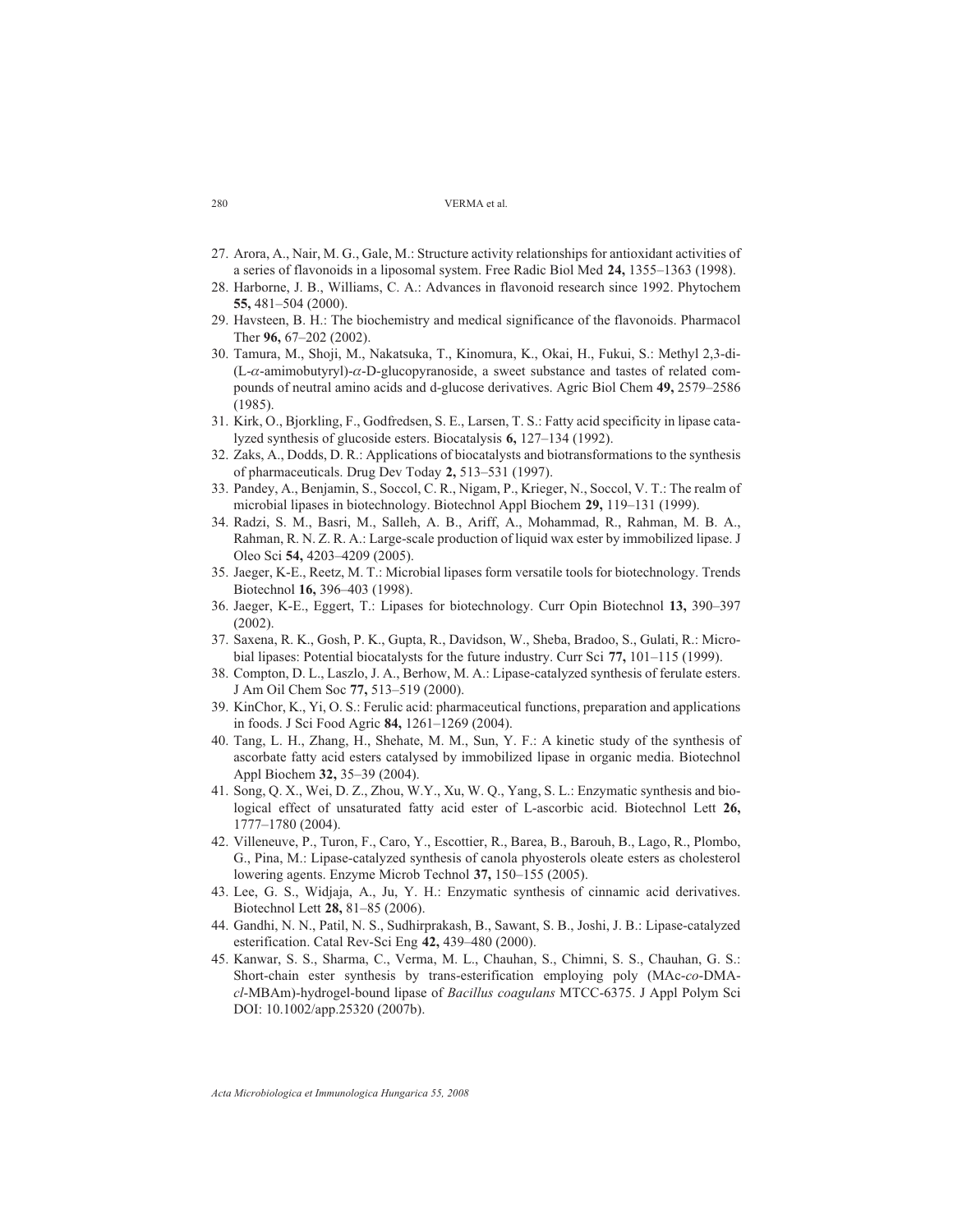27. Arora, A., Nair, M. G., Gale, M.: Structure activity relationships for antioxidant activities of a series of flavonoids in a liposomal system. Free Radic Biol Med **24,** 1355–1363 (1998).
28. Harborne, J. B., Williams, C. A.: Advances in flavonoid research since 1992. Phytochem **55,** 481–504 (2000).
29. Havsteen, B. H.: The biochemistry and medical significance of the flavonoids. Pharmacol Ther **96,** 67–202 (2002).
30. Tamura, M., Shoji, M., Nakatsuka, T., Kinomura, K., Okai, H., Fukui, S.: Methyl 2,3-di-(L-$\alpha$-amimobutyryl)-$\alpha$-D-glucopyranoside, a sweet substance and tastes of related compounds of neutral amino acids and d-glucose derivatives. Agric Biol Chem **49,** 2579–2586 (1985).
31. Kirk, O., Bjorkling, F., Godfredsen, S. E., Larsen, T. S.: Fatty acid specificity in lipase catalyzed synthesis of glucoside esters. Biocatalysis **6,** 127–134 (1992).
32. Zaks, A., Dodds, D. R.: Applications of biocatalysts and biotransformations to the synthesis of pharmaceuticals. Drug Dev Today **2,** 513–531 (1997).
33. Pandey, A., Benjamin, S., Soccol, C. R., Nigam, P., Krieger, N., Soccol, V. T.: The realm of microbial lipases in biotechnology. Biotechnol Appl Biochem **29,** 119–131 (1999).
34. Radzi, S. M., Basri, M., Salleh, A. B., Ariff, A., Mohammad, R., Rahman, M. B. A., Rahman, R. N. Z. R. A.: Large-scale production of liquid wax ester by immobilized lipase. J Oleo Sci **54,** 4203–4209 (2005).
35. Jaeger, K-E., Reetz, M. T.: Microbial lipases form versatile tools for biotechnology. Trends Biotechnol **16,** 396–403 (1998).
36. Jaeger, K-E., Eggert, T.: Lipases for biotechnology. Curr Opin Biotechnol **13,** 390–397 (2002).
37. Saxena, R. K., Gosh, P. K., Gupta, R., Davidson, W., Sheba, Bradoo, S., Gulati, R.: Microbial lipases: Potential biocatalysts for the future industry. Curr Sci **77,** 101–115 (1999).
38. Compton, D. L., Laszlo, J. A., Berhow, M. A.: Lipase-catalyzed synthesis of ferulate esters. J Am Oil Chem Soc **77,** 513–519 (2000).
39. KinChor, K., Yi, O. S.: Ferulic acid: pharmaceutical functions, preparation and applications in foods. J Sci Food Agric **84,** 1261–1269 (2004).
40. Tang, L. H., Zhang, H., Shehate, M. M., Sun, Y. F.: A kinetic study of the synthesis of ascorbate fatty acid esters catalysed by immobilized lipase in organic media. Biotechnol Appl Biochem **32,** 35–39 (2004).
41. Song, Q. X., Wei, D. Z., Zhou, W.Y., Xu, W. Q., Yang, S. L.: Enzymatic synthesis and biological effect of unsaturated fatty acid ester of L-ascorbic acid. Biotechnol Lett **26,** 1777–1780 (2004).
42. Villeneuve, P., Turon, F., Caro, Y., Escottier, R., Barea, B., Barouh, B., Lago, R., Plombo, G., Pina, M.: Lipase-catalyzed synthesis of canola phyosterols oleate esters as cholesterol lowering agents. Enzyme Microb Technol **37,** 150–155 (2005).
43. Lee, G. S., Widjaja, A., Ju, Y. H.: Enzymatic synthesis of cinnamic acid derivatives. Biotechnol Lett **28,** 81–85 (2006).
44. Gandhi, N. N., Patil, N. S., Sudhirprakash, B., Sawant, S. B., Joshi, J. B.: Lipase-catalyzed esterification. Catal Rev-Sci Eng **42,** 439–480 (2000).
45. Kanwar, S. S., Sharma, C., Verma, M. L., Chauhan, S., Chimni, S. S., Chauhan, G. S.: Short-chain ester synthesis by trans-esterification employing poly (MAc-*co*-DMA-*cl*-MBAm)-hydrogel-bound lipase of *Bacillus coagulans* MTCC-6375. J Appl Polym Sci DOI: 10.1002/app.25320 (2007b).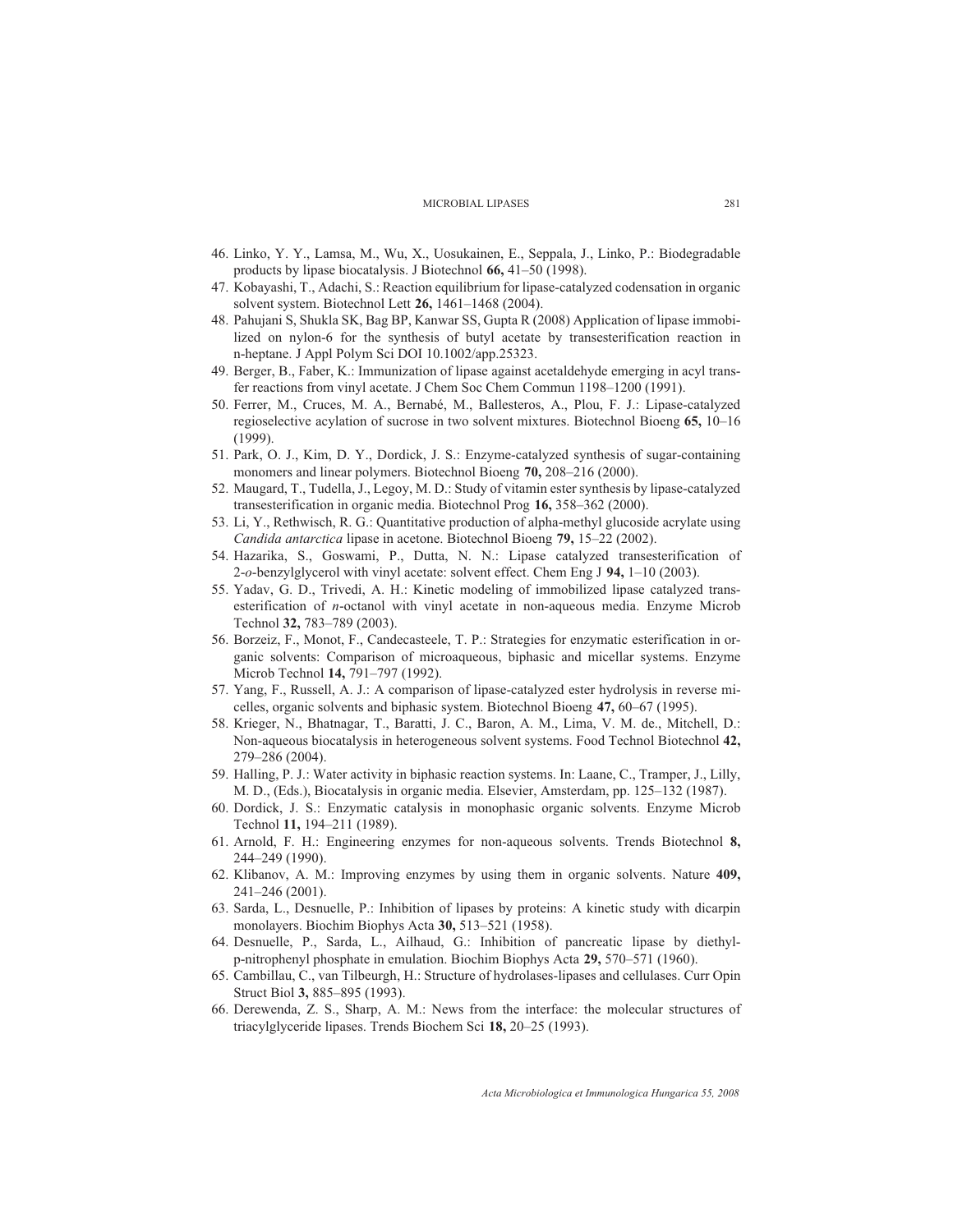46. Linko, Y. Y., Lamsa, M., Wu, X., Uosukainen, E., Seppala, J., Linko, P.: Biodegradable products by lipase biocatalysis. J Biotechnol **66,** 41–50 (1998).
47. Kobayashi, T., Adachi, S.: Reaction equilibrium for lipase-catalyzed codensation in organic solvent system. Biotechnol Lett **26,** 1461–1468 (2004).
48. Pahujani S, Shukla SK, Bag BP, Kanwar SS, Gupta R (2008) Application of lipase immobilized on nylon-6 for the synthesis of butyl acetate by transesterification reaction in n-heptane. J Appl Polym Sci DOI 10.1002/app.25323.
49. Berger, B., Faber, K.: Immunization of lipase against acetaldehyde emerging in acyl transfer reactions from vinyl acetate. J Chem Soc Chem Commun 1198–1200 (1991).
50. Ferrer, M., Cruces, M. A., Bernabé, M., Ballesteros, A., Plou, F. J.: Lipase-catalyzed regioselective acylation of sucrose in two solvent mixtures. Biotechnol Bioeng **65,** 10–16 (1999).
51. Park, O. J., Kim, D. Y., Dordick, J. S.: Enzyme-catalyzed synthesis of sugar-containing monomers and linear polymers. Biotechnol Bioeng **70,** 208–216 (2000).
52. Maugard, T., Tudella, J., Legoy, M. D.: Study of vitamin ester synthesis by lipase-catalyzed transesterification in organic media. Biotechnol Prog **16,** 358–362 (2000).
53. Li, Y., Rethwisch, R. G.: Quantitative production of alpha-methyl glucoside acrylate using *Candida antarctica* lipase in acetone. Biotechnol Bioeng **79,** 15–22 (2002).
54. Hazarika, S., Goswami, P., Dutta, N. N.: Lipase catalyzed transesterification of 2-*o*-benzylglycerol with vinyl acetate: solvent effect. Chem Eng J **94,** 1–10 (2003).
55. Yadav, G. D., Trivedi, A. H.: Kinetic modeling of immobilized lipase catalyzed transesterification of *n*-octanol with vinyl acetate in non-aqueous media. Enzyme Microb Technol **32,** 783–789 (2003).
56. Borzeiz, F., Monot, F., Candecasteele, T. P.: Strategies for enzymatic esterification in organic solvents: Comparison of microaqueous, biphasic and micellar systems. Enzyme Microb Technol **14,** 791–797 (1992).
57. Yang, F., Russell, A. J.: A comparison of lipase-catalyzed ester hydrolysis in reverse micelles, organic solvents and biphasic system. Biotechnol Bioeng **47,** 60–67 (1995).
58. Krieger, N., Bhatnagar, T., Baratti, J. C., Baron, A. M., Lima, V. M. de., Mitchell, D.: Non-aqueous biocatalysis in heterogeneous solvent systems. Food Technol Biotechnol **42,** 279–286 (2004).
59. Halling, P. J.: Water activity in biphasic reaction systems. In: Laane, C., Tramper, J., Lilly, M. D., (Eds.), Biocatalysis in organic media. Elsevier, Amsterdam, pp. 125–132 (1987).
60. Dordick, J. S.: Enzymatic catalysis in monophasic organic solvents. Enzyme Microb Technol **11,** 194–211 (1989).
61. Arnold, F. H.: Engineering enzymes for non-aqueous solvents. Trends Biotechnol **8,** 244–249 (1990).
62. Klibanov, A. M.: Improving enzymes by using them in organic solvents. Nature **409,** 241–246 (2001).
63. Sarda, L., Desnuelle, P.: Inhibition of lipases by proteins: A kinetic study with dicarpin monolayers. Biochim Biophys Acta **30,** 513–521 (1958).
64. Desnuelle, P., Sarda, L., Ailhaud, G.: Inhibition of pancreatic lipase by diethyl-p-nitrophenyl phosphate in emulation. Biochim Biophys Acta **29,** 570–571 (1960).
65. Cambillau, C., van Tilbeurgh, H.: Structure of hydrolases-lipases and cellulases. Curr Opin Struct Biol **3,** 885–895 (1993).
66. Derewenda, Z. S., Sharp, A. M.: News from the interface: the molecular structures of triacylglyceride lipases. Trends Biochem Sci **18,** 20–25 (1993).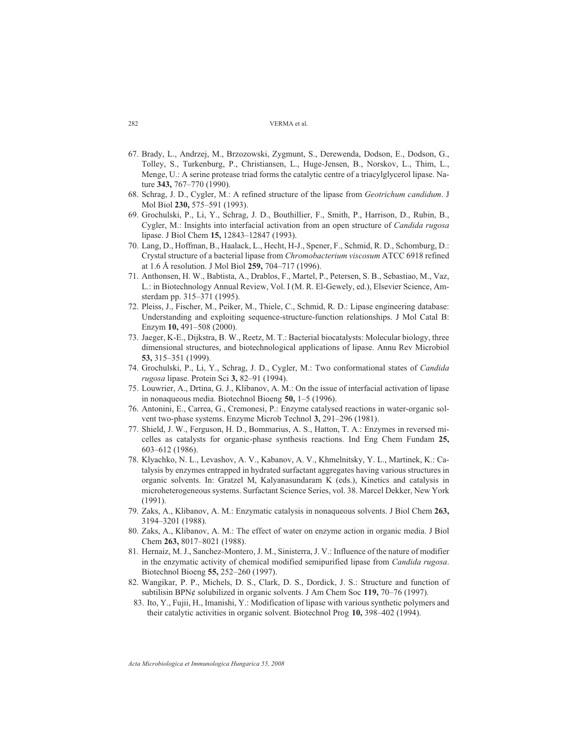67. Brady, L., Andrzej, M., Brzozowski, Zygmunt, S., Derewenda, Dodson, E., Dodson, G., Tolley, S., Turkenburg, P., Christiansen, L., Huge-Jensen, B., Norskov, L., Thim, L., Menge, U.: A serine protease triad forms the catalytic centre of a triacylglycerol lipase. Nature **343,** 767–770 (1990).
68. Schrag, J. D., Cygler, M.: A refined structure of the lipase from *Geotrichum candidum*. J Mol Biol **230,** 575–591 (1993).
69. Grochulski, P., Li, Y., Schrag, J. D., Bouthillier, F., Smith, P., Harrison, D., Rubin, B., Cygler, M.: Insights into interfacial activation from an open structure of *Candida rugosa* lipase. J Biol Chem **15,** 12843–12847 (1993).
70. Lang, D., Hoffman, B., Haalack, L., Hecht, H-J., Spener, F., Schmid, R. D., Schomburg, D.: Crystal structure of a bacterial lipase from *Chromobacterium viscosum* ATCC 6918 refined at 1.6 Å resolution. J Mol Biol **259,** 704–717 (1996).
71. Anthonsen, H. W., Babtista, A., Drablos, F., Martel, P., Petersen, S. B., Sebastiao, M., Vaz, L.: in Biotechnology Annual Review, Vol. I (M. R. El-Gewely, ed.), Elsevier Science, Amsterdam pp. 315–371 (1995).
72. Pleiss, J., Fischer, M., Peiker, M., Thiele, C., Schmid, R. D.: Lipase engineering database: Understanding and exploiting sequence-structure-function relationships. J Mol Catal B: Enzym **10,** 491–508 (2000).
73. Jaeger, K-E., Dijkstra, B. W., Reetz, M. T.: Bacterial biocatalysts: Molecular biology, three dimensional structures, and biotechnological applications of lipase. Annu Rev Microbiol **53,** 315–351 (1999).
74. Grochulski, P., Li, Y., Schrag, J. D., Cygler, M.: Two conformational states of *Candida rugosa* lipase. Protein Sci **3,** 82–91 (1994).
75. Louwrier, A., Drtina, G. J., Klibanov, A. M.: On the issue of interfacial activation of lipase in nonaqueous media. Biotechnol Bioeng **50,** 1–5 (1996).
76. Antonini, E., Carrea, G., Cremonesi, P.: Enzyme catalysed reactions in water-organic solvent two-phase systems. Enzyme Microb Technol **3,** 291–296 (1981).
77. Shield, J. W., Ferguson, H. D., Bommarius, A. S., Hatton, T. A.: Enzymes in reversed micelles as catalysts for organic-phase synthesis reactions. Ind Eng Chem Fundam **25,** 603–612 (1986).
78. Klyachko, N. L., Levashov, A. V., Kabanov, A. V., Khmelnitsky, Y. L., Martinek, K.: Catalysis by enzymes entrapped in hydrated surfactant aggregates having various structures in organic solvents. In: Gratzel M, Kalyanasundaram K (eds.), Kinetics and catalysis in microheterogeneous systems. Surfactant Science Series, vol. 38. Marcel Dekker, New York (1991).
79. Zaks, A., Klibanov, A. M.: Enzymatic catalysis in nonaqueous solvents. J Biol Chem **263,** 3194–3201 (1988).
80. Zaks, A., Klibanov, A. M.: The effect of water on enzyme action in organic media. J Biol Chem **263,** 8017–8021 (1988).
81. Hernaiz, M. J., Sanchez-Montero, J. M., Sinisterra, J. V.: Influence of the nature of modifier in the enzymatic activity of chemical modified semipurified lipase from *Candida rugosa*. Biotechnol Bioeng **55,** 252–260 (1997).
82. Wangikar, P. P., Michels, D. S., Clark, D. S., Dordick, J. S.: Structure and function of subtilisin BPN¢ solubilized in organic solvents. J Am Chem Soc **119,** 70–76 (1997).
83. Ito, Y., Fujii, H., Imanishi, Y.: Modification of lipase with various synthetic polymers and their catalytic activities in organic solvent. Biotechnol Prog **10,** 398–402 (1994).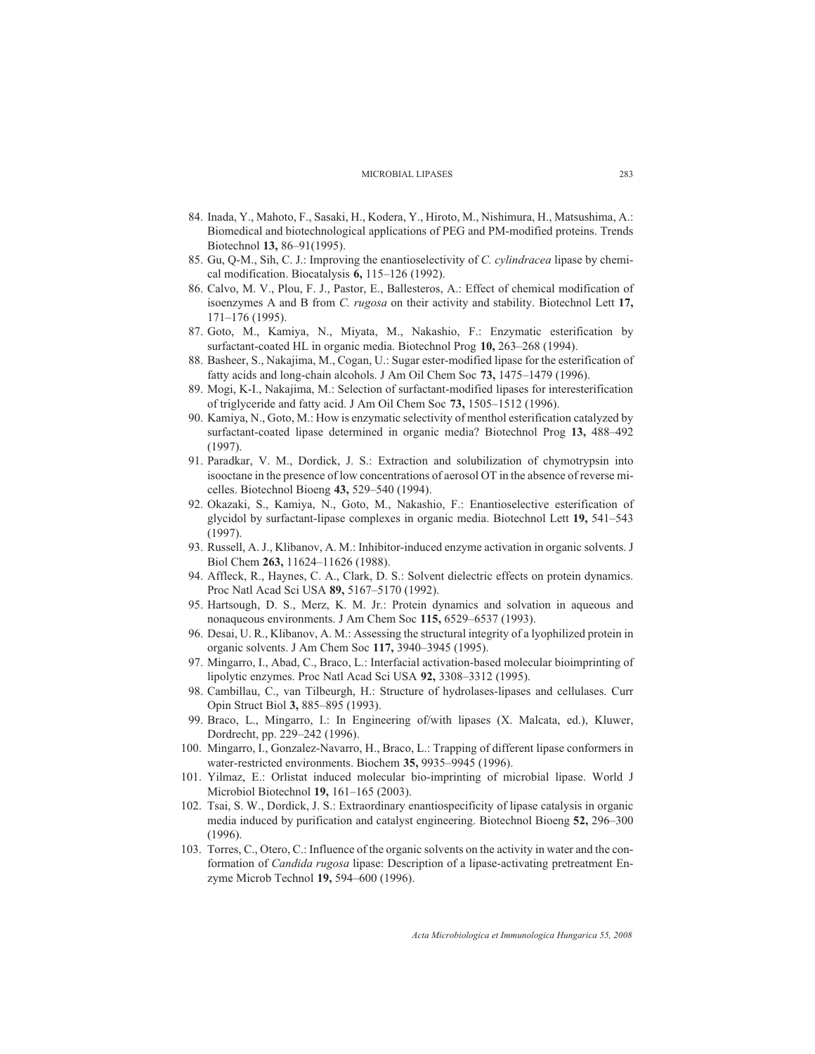84. Inada, Y., Mahoto, F., Sasaki, H., Kodera, Y., Hiroto, M., Nishimura, H., Matsushima, A.: Biomedical and biotechnological applications of PEG and PM-modified proteins. Trends Biotechnol **13,** 86–91(1995).
85. Gu, Q-M., Sih, C. J.: Improving the enantioselectivity of *C. cylindracea* lipase by chemical modification. Biocatalysis **6,** 115–126 (1992).
86. Calvo, M. V., Plou, F. J., Pastor, E., Ballesteros, A.: Effect of chemical modification of isoenzymes A and B from *C. rugosa* on their activity and stability. Biotechnol Lett **17,** 171–176 (1995).
87. Goto, M., Kamiya, N., Miyata, M., Nakashio, F.: Enzymatic esterification by surfactant-coated HL in organic media. Biotechnol Prog **10,** 263–268 (1994).
88. Basheer, S., Nakajima, M., Cogan, U.: Sugar ester-modified lipase for the esterification of fatty acids and long-chain alcohols. J Am Oil Chem Soc **73,** 1475–1479 (1996).
89. Mogi, K-I., Nakajima, M.: Selection of surfactant-modified lipases for interesterification of triglyceride and fatty acid. J Am Oil Chem Soc **73,** 1505–1512 (1996).
90. Kamiya, N., Goto, M.: How is enzymatic selectivity of menthol esterification catalyzed by surfactant-coated lipase determined in organic media? Biotechnol Prog **13,** 488–492 (1997).
91. Paradkar, V. M., Dordick, J. S.: Extraction and solubilization of chymotrypsin into isooctane in the presence of low concentrations of aerosol OT in the absence of reverse micelles. Biotechnol Bioeng **43,** 529–540 (1994).
92. Okazaki, S., Kamiya, N., Goto, M., Nakashio, F.: Enantioselective esterification of glycidol by surfactant-lipase complexes in organic media. Biotechnol Lett **19,** 541–543 (1997).
93. Russell, A. J., Klibanov, A. M.: Inhibitor-induced enzyme activation in organic solvents. J Biol Chem **263,** 11624–11626 (1988).
94. Affleck, R., Haynes, C. A., Clark, D. S.: Solvent dielectric effects on protein dynamics. Proc Natl Acad Sci USA **89,** 5167–5170 (1992).
95. Hartsough, D. S., Merz, K. M. Jr.: Protein dynamics and solvation in aqueous and nonaqueous environments. J Am Chem Soc **115,** 6529–6537 (1993).
96. Desai, U. R., Klibanov, A. M.: Assessing the structural integrity of a lyophilized protein in organic solvents. J Am Chem Soc **117,** 3940–3945 (1995).
97. Mingarro, I., Abad, C., Braco, L.: Interfacial activation-based molecular bioimprinting of lipolytic enzymes. Proc Natl Acad Sci USA **92,** 3308–3312 (1995).
98. Cambillau, C., van Tilbeurgh, H.: Structure of hydrolases-lipases and cellulases. Curr Opin Struct Biol **3,** 885–895 (1993).
99. Braco, L., Mingarro, I.: In Engineering of/with lipases (X. Malcata, ed.), Kluwer, Dordrecht, pp. 229–242 (1996).
100. Mingarro, I., Gonzalez-Navarro, H., Braco, L.: Trapping of different lipase conformers in water-restricted environments. Biochem **35,** 9935–9945 (1996).
101. Yilmaz, E.: Orlistat induced molecular bio-imprinting of microbial lipase. World J Microbiol Biotechnol **19,** 161–165 (2003).
102. Tsai, S. W., Dordick, J. S.: Extraordinary enantiospecificity of lipase catalysis in organic media induced by purification and catalyst engineering. Biotechnol Bioeng **52,** 296–300 (1996).
103. Torres, C., Otero, C.: Influence of the organic solvents on the activity in water and the conformation of *Candida rugosa* lipase: Description of a lipase-activating pretreatment Enzyme Microb Technol **19,** 594–600 (1996).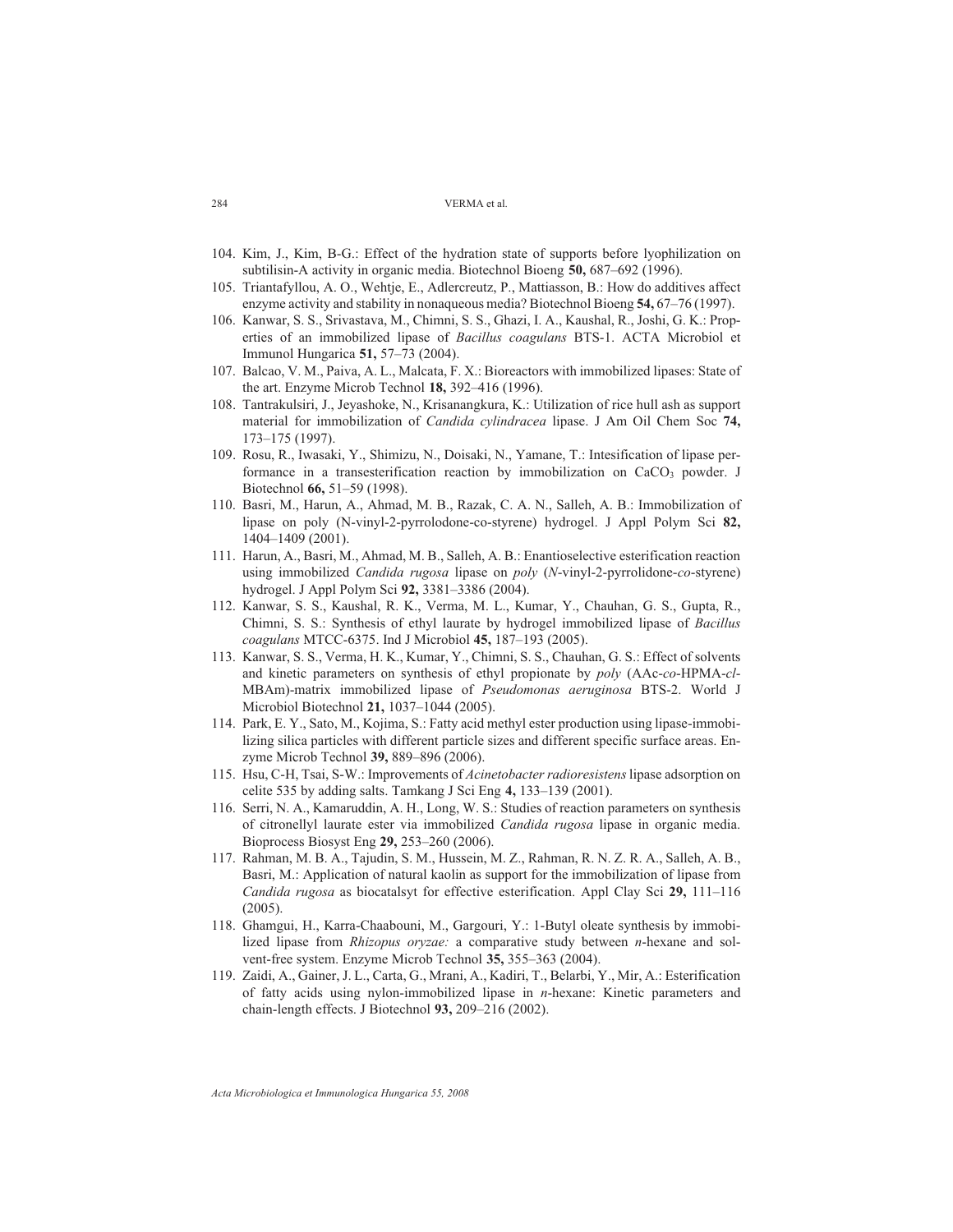104. Kim, J., Kim, B-G.: Effect of the hydration state of supports before lyophilization on subtilisin-A activity in organic media. Biotechnol Bioeng **50,** 687–692 (1996).
105. Triantafyllou, A. O., Wehtje, E., Adlercreutz, P., Mattiasson, B.: How do additives affect enzyme activity and stability in nonaqueous media? Biotechnol Bioeng **54,** 67–76 (1997).
106. Kanwar, S. S., Srivastava, M., Chimni, S. S., Ghazi, I. A., Kaushal, R., Joshi, G. K.: Properties of an immobilized lipase of *Bacillus coagulans* BTS-1. ACTA Microbiol et Immunol Hungarica **51,** 57–73 (2004).
107. Balcao, V. M., Paiva, A. L., Malcata, F. X.: Bioreactors with immobilized lipases: State of the art. Enzyme Microb Technol **18,** 392–416 (1996).
108. Tantrakulsiri, J., Jeyashoke, N., Krisanangkura, K.: Utilization of rice hull ash as support material for immobilization of *Candida cylindracea* lipase. J Am Oil Chem Soc **74,** 173–175 (1997).
109. Rosu, R., Iwasaki, Y., Shimizu, N., Doisaki, N., Yamane, T.: Intesification of lipase performance in a transesterification reaction by immobilization on $CaCO_3$ powder. J Biotechnol **66,** 51–59 (1998).
110. Basri, M., Harun, A., Ahmad, M. B., Razak, C. A. N., Salleh, A. B.: Immobilization of lipase on poly (N-vinyl-2-pyrrolodone-co-styrene) hydrogel. J Appl Polym Sci **82,** 1404–1409 (2001).
111. Harun, A., Basri, M., Ahmad, M. B., Salleh, A. B.: Enantioselective esterification reaction using immobilized *Candida rugosa* lipase on *poly* (*N*-vinyl-2-pyrrolidone-*co*-styrene) hydrogel. J Appl Polym Sci **92,** 3381–3386 (2004).
112. Kanwar, S. S., Kaushal, R. K., Verma, M. L., Kumar, Y., Chauhan, G. S., Gupta, R., Chimni, S. S.: Synthesis of ethyl laurate by hydrogel immobilized lipase of *Bacillus coagulans* MTCC-6375. Ind J Microbiol **45,** 187–193 (2005).
113. Kanwar, S. S., Verma, H. K., Kumar, Y., Chimni, S. S., Chauhan, G. S.: Effect of solvents and kinetic parameters on synthesis of ethyl propionate by *poly* (AAc-*co*-HPMA-*cl*-MBAm)-matrix immobilized lipase of *Pseudomonas aeruginosa* BTS-2. World J Microbiol Biotechnol **21,** 1037–1044 (2005).
114. Park, E. Y., Sato, M., Kojima, S.: Fatty acid methyl ester production using lipase-immobilizing silica particles with different particle sizes and different specific surface areas. Enzyme Microb Technol **39,** 889–896 (2006).
115. Hsu, C-H, Tsai, S-W.: Improvements of *Acinetobacter radioresistens* lipase adsorption on celite 535 by adding salts. Tamkang J Sci Eng **4,** 133–139 (2001).
116. Serri, N. A., Kamaruddin, A. H., Long, W. S.: Studies of reaction parameters on synthesis of citronellyl laurate ester via immobilized *Candida rugosa* lipase in organic media. Bioprocess Biosyst Eng **29,** 253–260 (2006).
117. Rahman, M. B. A., Tajudin, S. M., Hussein, M. Z., Rahman, R. N. Z. R. A., Salleh, A. B., Basri, M.: Application of natural kaolin as support for the immobilization of lipase from *Candida rugosa* as biocatalsyt for effective esterification. Appl Clay Sci **29,** 111–116 (2005).
118. Ghamgui, H., Karra-Chaabouni, M., Gargouri, Y.: 1-Butyl oleate synthesis by immobilized lipase from *Rhizopus oryzae:* a comparative study between *n*-hexane and solvent-free system. Enzyme Microb Technol **35,** 355–363 (2004).
119. Zaidi, A., Gainer, J. L., Carta, G., Mrani, A., Kadiri, T., Belarbi, Y., Mir, A.: Esterification of fatty acids using nylon-immobilized lipase in *n*-hexane: Kinetic parameters and chain-length effects. J Biotechnol **93,** 209–216 (2002).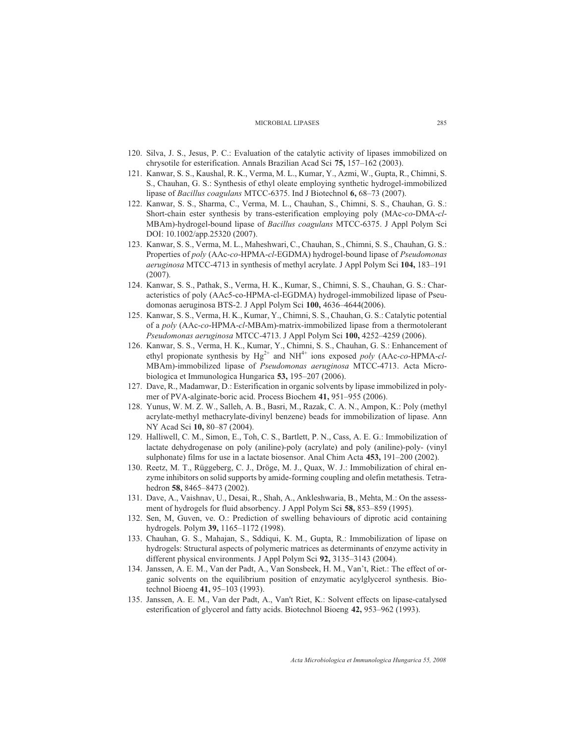120. Silva, J. S., Jesus, P. C.: Evaluation of the catalytic activity of lipases immobilized on chrysotile for esterification. Annals Brazilian Acad Sci **75,** 157–162 (2003).
121. Kanwar, S. S., Kaushal, R. K., Verma, M. L., Kumar, Y., Azmi, W., Gupta, R., Chimni, S. S., Chauhan, G. S.: Synthesis of ethyl oleate employing synthetic hydrogel-immobilized lipase of *Bacillus coagulans* MTCC-6375. Ind J Biotechnol **6,** 68–73 (2007).
122. Kanwar, S. S., Sharma, C., Verma, M. L., Chauhan, S., Chimni, S. S., Chauhan, G. S.: Short-chain ester synthesis by trans-esterification employing poly (MAc-*co*-DMA-*cl*-MBAm)-hydrogel-bound lipase of *Bacillus coagulans* MTCC-6375. J Appl Polym Sci DOI: 10.1002/app.25320 (2007).
123. Kanwar, S. S., Verma, M. L., Maheshwari, C., Chauhan, S., Chimni, S. S., Chauhan, G. S.: Properties of *poly* (AAc-*co*-HPMA-*cl*-EGDMA) hydrogel-bound lipase of *Pseudomonas aeruginosa* MTCC-4713 in synthesis of methyl acrylate. J Appl Polym Sci **104,** 183–191 (2007).
124. Kanwar, S. S., Pathak, S., Verma, H. K., Kumar, S., Chimni, S. S., Chauhan, G. S.: Characteristics of poly (AAc5-co-HPMA-cl-EGDMA) hydrogel-immobilized lipase of Pseudomonas aeruginosa BTS-2. J Appl Polym Sci **100,** 4636–4644(2006).
125. Kanwar, S. S., Verma, H. K., Kumar, Y., Chimni, S. S., Chauhan, G. S.: Catalytic potential of a *poly* (AAc-*co*-HPMA-*cl*-MBAm)-matrix-immobilized lipase from a thermotolerant *Pseudomonas aeruginosa* MTCC-4713. J Appl Polym Sci **100,** 4252–4259 (2006).
126. Kanwar, S. S., Verma, H. K., Kumar, Y., Chimni, S. S., Chauhan, G. S.: Enhancement of ethyl propionate synthesis by $Hg^{2+}$ and $NH^{4+}$ ions exposed *poly* (AAc-*co*-HPMA-*cl*-MBAm)-immobilized lipase of *Pseudomonas aeruginosa* MTCC-4713. Acta Microbiologica et Immunologica Hungarica **53,** 195–207 (2006).
127. Dave, R., Madamwar, D.: Esterification in organic solvents by lipase immobilized in polymer of PVA-alginate-boric acid. Process Biochem **41,** 951–955 (2006).
128. Yunus, W. M. Z. W., Salleh, A. B., Basri, M., Razak, C. A. N., Ampon, K.: Poly (methyl acrylate-methyl methacrylate-divinyl benzene) beads for immobilization of lipase. Ann NY Acad Sci **10,** 80–87 (2004).
129. Halliwell, C. M., Simon, E., Toh, C. S., Bartlett, P. N., Cass, A. E. G.: Immobilization of lactate dehydrogenase on poly (aniline)-poly (acrylate) and poly (aniline)-poly- (vinyl sulphonate) films for use in a lactate biosensor. Anal Chim Acta **453,** 191–200 (2002).
130. Reetz, M. T., Rüggeberg, C. J., Dröge, M. J., Quax, W. J.: Immobilization of chiral enzyme inhibitors on solid supports by amide-forming coupling and olefin metathesis. Tetrahedron **58,** 8465–8473 (2002).
131. Dave, A., Vaishnav, U., Desai, R., Shah, A., Ankleshwaria, B., Mehta, M.: On the assessment of hydrogels for fluid absorbency. J Appl Polym Sci **58,** 853–859 (1995).
132. Sen, M, Guven, ve. O.: Prediction of swelling behaviours of diprotic acid containing hydrogels. Polym **39,** 1165–1172 (1998).
133. Chauhan, G. S., Mahajan, S., Sddiqui, K. M., Gupta, R.: Immobilization of lipase on hydrogels: Structural aspects of polymeric matrices as determinants of enzyme activity in different physical environments. J Appl Polym Sci **92,** 3135–3143 (2004).
134. Janssen, A. E. M., Van der Padt, A., Van Sonsbeek, H. M., Van't, Riet.: The effect of organic solvents on the equilibrium position of enzymatic acylglycerol synthesis. Biotechnol Bioeng **41,** 95–103 (1993).
135. Janssen, A. E. M., Van der Padt, A., Van't Riet, K.: Solvent effects on lipase-catalysed esterification of glycerol and fatty acids. Biotechnol Bioeng **42,** 953–962 (1993).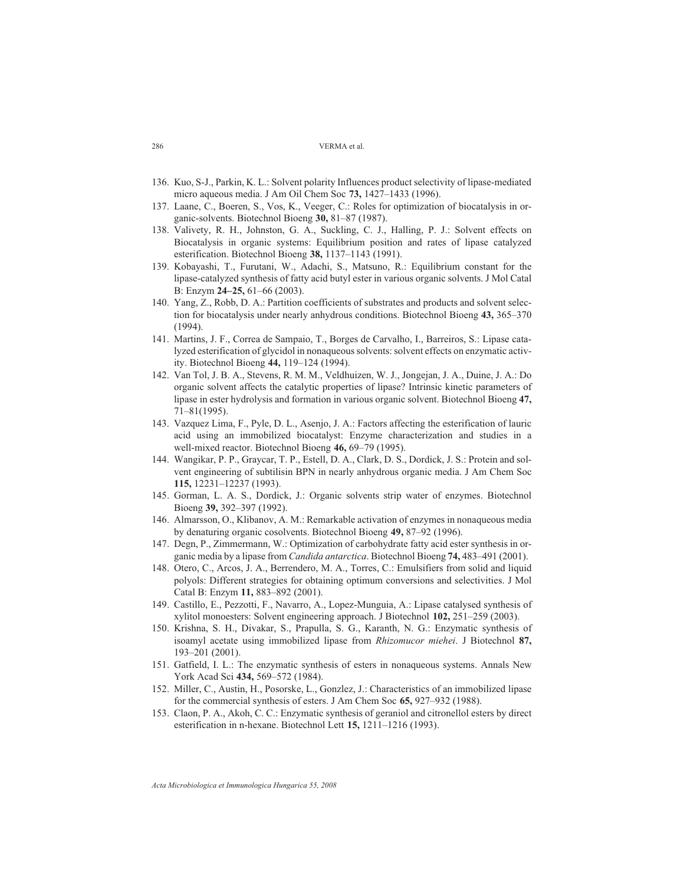136. Kuo, S-J., Parkin, K. L.: Solvent polarity Influences product selectivity of lipase-mediated micro aqueous media. J Am Oil Chem Soc **73,** 1427–1433 (1996).
137. Laane, C., Boeren, S., Vos, K., Veeger, C.: Roles for optimization of biocatalysis in organic-solvents. Biotechnol Bioeng **30,** 81–87 (1987).
138. Valivety, R. H., Johnston, G. A., Suckling, C. J., Halling, P. J.: Solvent effects on Biocatalysis in organic systems: Equilibrium position and rates of lipase catalyzed esterification. Biotechnol Bioeng **38,** 1137–1143 (1991).
139. Kobayashi, T., Furutani, W., Adachi, S., Matsuno, R.: Equilibrium constant for the lipase-catalyzed synthesis of fatty acid butyl ester in various organic solvents. J Mol Catal B: Enzym **24–25,** 61–66 (2003).
140. Yang, Z., Robb, D. A.: Partition coefficients of substrates and products and solvent selection for biocatalysis under nearly anhydrous conditions. Biotechnol Bioeng **43,** 365–370 (1994).
141. Martins, J. F., Correa de Sampaio, T., Borges de Carvalho, I., Barreiros, S.: Lipase catalyzed esterification of glycidol in nonaqueous solvents: solvent effects on enzymatic activity. Biotechnol Bioeng **44,** 119–124 (1994).
142. Van Tol, J. B. A., Stevens, R. M. M., Veldhuizen, W. J., Jongejan, J. A., Duine, J. A.: Do organic solvent affects the catalytic properties of lipase? Intrinsic kinetic parameters of lipase in ester hydrolysis and formation in various organic solvent. Biotechnol Bioeng **47,** 71–81(1995).
143. Vazquez Lima, F., Pyle, D. L., Asenjo, J. A.: Factors affecting the esterification of lauric acid using an immobilized biocatalyst: Enzyme characterization and studies in a well-mixed reactor. Biotechnol Bioeng **46,** 69–79 (1995).
144. Wangikar, P. P., Graycar, T. P., Estell, D. A., Clark, D. S., Dordick, J. S.: Protein and solvent engineering of subtilisin BPN in nearly anhydrous organic media. J Am Chem Soc **115,** 12231–12237 (1993).
145. Gorman, L. A. S., Dordick, J.: Organic solvents strip water of enzymes. Biotechnol Bioeng **39,** 392–397 (1992).
146. Almarsson, O., Klibanov, A. M.: Remarkable activation of enzymes in nonaqueous media by denaturing organic cosolvents. Biotechnol Bioeng **49,** 87–92 (1996).
147. Degn, P., Zimmermann, W.: Optimization of carbohydrate fatty acid ester synthesis in organic media by a lipase from *Candida antarctica*. Biotechnol Bioeng **74,** 483–491 (2001).
148. Otero, C., Arcos, J. A., Berrendero, M. A., Torres, C.: Emulsifiers from solid and liquid polyols: Different strategies for obtaining optimum conversions and selectivities. J Mol Catal B: Enzym **11,** 883–892 (2001).
149. Castillo, E., Pezzotti, F., Navarro, A., Lopez-Munguia, A.: Lipase catalysed synthesis of xylitol monoesters: Solvent engineering approach. J Biotechnol **102,** 251–259 (2003).
150. Krishna, S. H., Divakar, S., Prapulla, S. G., Karanth, N. G.: Enzymatic synthesis of isoamyl acetate using immobilized lipase from *Rhizomucor miehei*. J Biotechnol **87,** 193–201 (2001).
151. Gatfield, I. L.: The enzymatic synthesis of esters in nonaqueous systems. Annals New York Acad Sci **434,** 569–572 (1984).
152. Miller, C., Austin, H., Posorske, L., Gonzlez, J.: Characteristics of an immobilized lipase for the commercial synthesis of esters. J Am Chem Soc **65,** 927–932 (1988).
153. Claon, P. A., Akoh, C. C.: Enzymatic synthesis of geraniol and citronellol esters by direct esterification in n-hexane. Biotechnol Lett **15,** 1211–1216 (1993).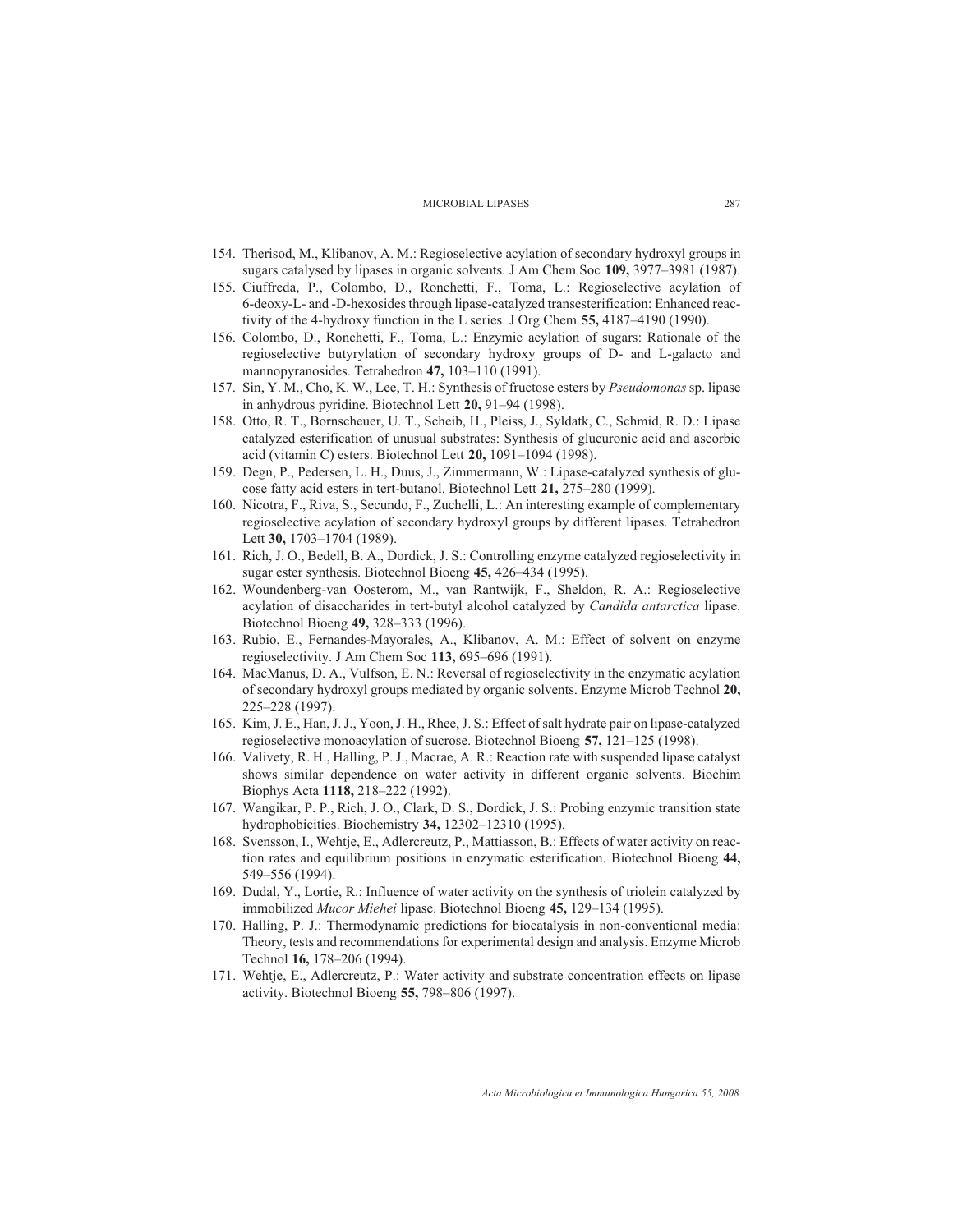154. Therisod, M., Klibanov, A. M.: Regioselective acylation of secondary hydroxyl groups in sugars catalysed by lipases in organic solvents. J Am Chem Soc **109,** 3977–3981 (1987).
155. Ciuffreda, P., Colombo, D., Ronchetti, F., Toma, L.: Regioselective acylation of 6-deoxy-L- and -D-hexosides through lipase-catalyzed transesterification: Enhanced reactivity of the 4-hydroxy function in the L series. J Org Chem **55,** 4187–4190 (1990).
156. Colombo, D., Ronchetti, F., Toma, L.: Enzymic acylation of sugars: Rationale of the regioselective butyrylation of secondary hydroxy groups of D- and L-galacto and mannopyranosides. Tetrahedron **47,** 103–110 (1991).
157. Sin, Y. M., Cho, K. W., Lee, T. H.: Synthesis of fructose esters by *Pseudomonas* sp. lipase in anhydrous pyridine. Biotechnol Lett **20,** 91–94 (1998).
158. Otto, R. T., Bornscheuer, U. T., Scheib, H., Pleiss, J., Syldatk, C., Schmid, R. D.: Lipase catalyzed esterification of unusual substrates: Synthesis of glucuronic acid and ascorbic acid (vitamin C) esters. Biotechnol Lett **20,** 1091–1094 (1998).
159. Degn, P., Pedersen, L. H., Duus, J., Zimmermann, W.: Lipase-catalyzed synthesis of glucose fatty acid esters in tert-butanol. Biotechnol Lett **21,** 275–280 (1999).
160. Nicotra, F., Riva, S., Secundo, F., Zuchelli, L.: An interesting example of complementary regioselective acylation of secondary hydroxyl groups by different lipases. Tetrahedron Lett **30,** 1703–1704 (1989).
161. Rich, J. O., Bedell, B. A., Dordick, J. S.: Controlling enzyme catalyzed regioselectivity in sugar ester synthesis. Biotechnol Bioeng **45,** 426–434 (1995).
162. Woundenberg-van Oosterom, M., van Rantwijk, F., Sheldon, R. A.: Regioselective acylation of disaccharides in tert-butyl alcohol catalyzed by *Candida antarctica* lipase. Biotechnol Bioeng **49,** 328–333 (1996).
163. Rubio, E., Fernandes-Mayorales, A., Klibanov, A. M.: Effect of solvent on enzyme regioselectivity. J Am Chem Soc **113,** 695–696 (1991).
164. MacManus, D. A., Vulfson, E. N.: Reversal of regioselectivity in the enzymatic acylation of secondary hydroxyl groups mediated by organic solvents. Enzyme Microb Technol **20,** 225–228 (1997).
165. Kim, J. E., Han, J. J., Yoon, J. H., Rhee, J. S.: Effect of salt hydrate pair on lipase-catalyzed regioselective monoacylation of sucrose. Biotechnol Bioeng **57,** 121–125 (1998).
166. Valivety, R. H., Halling, P. J., Macrae, A. R.: Reaction rate with suspended lipase catalyst shows similar dependence on water activity in different organic solvents. Biochim Biophys Acta **1118,** 218–222 (1992).
167. Wangikar, P. P., Rich, J. O., Clark, D. S., Dordick, J. S.: Probing enzymic transition state hydrophobicities. Biochemistry **34,** 12302–12310 (1995).
168. Svensson, I., Wehtje, E., Adlercreutz, P., Mattiasson, B.: Effects of water activity on reaction rates and equilibrium positions in enzymatic esterification. Biotechnol Bioeng **44,** 549–556 (1994).
169. Dudal, Y., Lortie, R.: Influence of water activity on the synthesis of triolein catalyzed by immobilized *Mucor Miehei* lipase. Biotechnol Bioeng **45,** 129–134 (1995).
170. Halling, P. J.: Thermodynamic predictions for biocatalysis in non-conventional media: Theory, tests and recommendations for experimental design and analysis. Enzyme Microb Technol **16,** 178–206 (1994).
171. Wehtje, E., Adlercreutz, P.: Water activity and substrate concentration effects on lipase activity. Biotechnol Bioeng **55,** 798–806 (1997).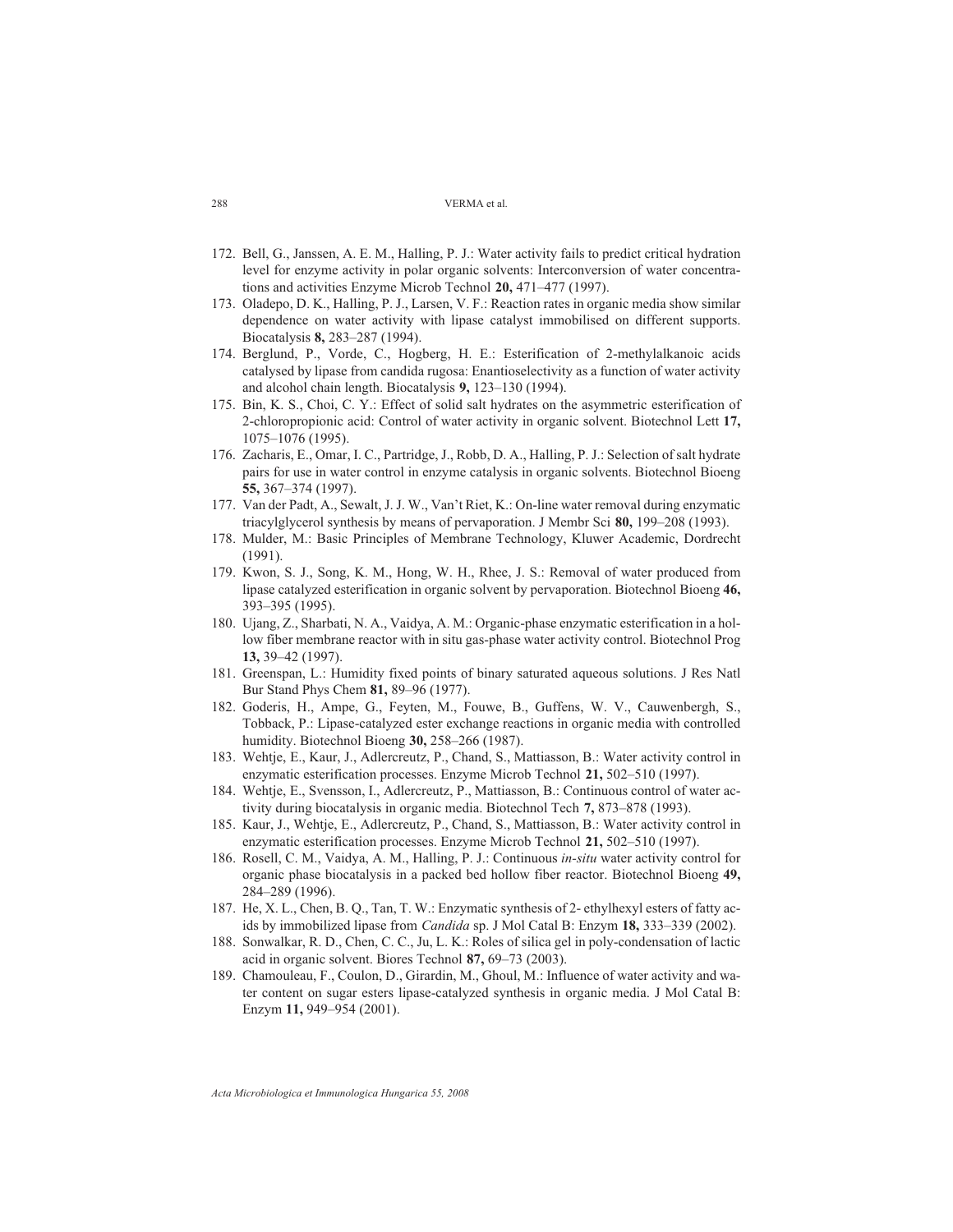172. Bell, G., Janssen, A. E. M., Halling, P. J.: Water activity fails to predict critical hydration level for enzyme activity in polar organic solvents: Interconversion of water concentrations and activities Enzyme Microb Technol **20,** 471–477 (1997).
173. Oladepo, D. K., Halling, P. J., Larsen, V. F.: Reaction rates in organic media show similar dependence on water activity with lipase catalyst immobilised on different supports. Biocatalysis **8,** 283–287 (1994).
174. Berglund, P., Vorde, C., Hogberg, H. E.: Esterification of 2-methylalkanoic acids catalysed by lipase from candida rugosa: Enantioselectivity as a function of water activity and alcohol chain length. Biocatalysis **9,** 123–130 (1994).
175. Bin, K. S., Choi, C. Y.: Effect of solid salt hydrates on the asymmetric esterification of 2-chloropropionic acid: Control of water activity in organic solvent. Biotechnol Lett **17,** 1075–1076 (1995).
176. Zacharis, E., Omar, I. C., Partridge, J., Robb, D. A., Halling, P. J.: Selection of salt hydrate pairs for use in water control in enzyme catalysis in organic solvents. Biotechnol Bioeng **55,** 367–374 (1997).
177. Van der Padt, A., Sewalt, J. J. W., Van't Riet, K.: On-line water removal during enzymatic triacylglycerol synthesis by means of pervaporation. J Membr Sci **80,** 199–208 (1993).
178. Mulder, M.: Basic Principles of Membrane Technology, Kluwer Academic, Dordrecht (1991).
179. Kwon, S. J., Song, K. M., Hong, W. H., Rhee, J. S.: Removal of water produced from lipase catalyzed esterification in organic solvent by pervaporation. Biotechnol Bioeng **46,** 393–395 (1995).
180. Ujang, Z., Sharbati, N. A., Vaidya, A. M.: Organic-phase enzymatic esterification in a hollow fiber membrane reactor with in situ gas-phase water activity control. Biotechnol Prog **13,** 39–42 (1997).
181. Greenspan, L.: Humidity fixed points of binary saturated aqueous solutions. J Res Natl Bur Stand Phys Chem **81,** 89–96 (1977).
182. Goderis, H., Ampe, G., Feyten, M., Fouwe, B., Guffens, W. V., Cauwenbergh, S., Tobback, P.: Lipase-catalyzed ester exchange reactions in organic media with controlled humidity. Biotechnol Bioeng **30,** 258–266 (1987).
183. Wehtje, E., Kaur, J., Adlercreutz, P., Chand, S., Mattiasson, B.: Water activity control in enzymatic esterification processes. Enzyme Microb Technol **21,** 502–510 (1997).
184. Wehtje, E., Svensson, I., Adlercreutz, P., Mattiasson, B.: Continuous control of water activity during biocatalysis in organic media. Biotechnol Tech **7,** 873–878 (1993).
185. Kaur, J., Wehtje, E., Adlercreutz, P., Chand, S., Mattiasson, B.: Water activity control in enzymatic esterification processes. Enzyme Microb Technol **21,** 502–510 (1997).
186. Rosell, C. M., Vaidya, A. M., Halling, P. J.: Continuous *in-situ* water activity control for organic phase biocatalysis in a packed bed hollow fiber reactor. Biotechnol Bioeng **49,** 284–289 (1996).
187. He, X. L., Chen, B. Q., Tan, T. W.: Enzymatic synthesis of 2- ethylhexyl esters of fatty acids by immobilized lipase from *Candida* sp. J Mol Catal B: Enzym **18,** 333–339 (2002).
188. Sonwalkar, R. D., Chen, C. C., Ju, L. K.: Roles of silica gel in poly-condensation of lactic acid in organic solvent. Biores Technol **87,** 69–73 (2003).
189. Chamouleau, F., Coulon, D., Girardin, M., Ghoul, M.: Influence of water activity and water content on sugar esters lipase-catalyzed synthesis in organic media. J Mol Catal B: Enzym **11,** 949–954 (2001).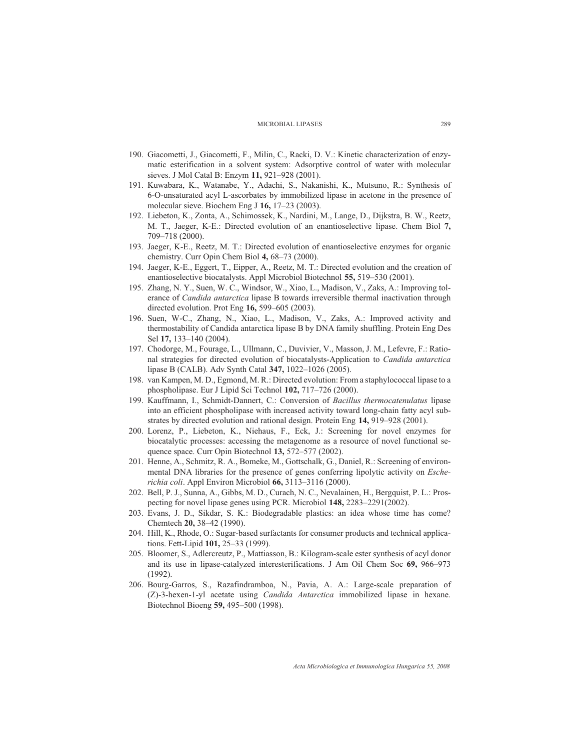190. Giacometti, J., Giacometti, F., Milin, C., Racki, D. V.: Kinetic characterization of enzymatic esterification in a solvent system: Adsorptive control of water with molecular sieves. J Mol Catal B: Enzym **11,** 921–928 (2001).
191. Kuwabara, K., Watanabe, Y., Adachi, S., Nakanishi, K., Mutsuno, R.: Synthesis of 6-O-unsaturated acyl L-ascorbates by immobilized lipase in acetone in the presence of molecular sieve. Biochem Eng J **16,** 17–23 (2003).
192. Liebeton, K., Zonta, A., Schimossek, K., Nardini, M., Lange, D., Dijkstra, B. W., Reetz, M. T., Jaeger, K-E.: Directed evolution of an enantioselective lipase. Chem Biol **7,** 709–718 (2000).
193. Jaeger, K-E., Reetz, M. T.: Directed evolution of enantioselective enzymes for organic chemistry. Curr Opin Chem Biol **4,** 68–73 (2000).
194. Jaeger, K-E., Eggert, T., Eipper, A., Reetz, M. T.: Directed evolution and the creation of enantioselective biocatalysts. Appl Microbiol Biotechnol **55,** 519–530 (2001).
195. Zhang, N. Y., Suen, W. C., Windsor, W., Xiao, L., Madison, V., Zaks, A.: Improving tolerance of *Candida antarctica* lipase B towards irreversible thermal inactivation through directed evolution. Prot Eng **16,** 599–605 (2003).
196. Suen, W-C., Zhang, N., Xiao, L., Madison, V., Zaks, A.: Improved activity and thermostability of Candida antarctica lipase B by DNA family shuffling. Protein Eng Des Sel **17,** 133–140 (2004).
197. Chodorge, M., Fourage, L., Ullmann, C., Duvivier, V., Masson, J. M., Lefevre, F.: Rational strategies for directed evolution of biocatalysts-Application to *Candida antarctica* lipase B (CALB). Adv Synth Catal **347,** 1022–1026 (2005).
198. van Kampen, M. D., Egmond, M. R.: Directed evolution: From a staphylococcal lipase to a phospholipase. Eur J Lipid Sci Technol **102,** 717–726 (2000).
199. Kauffmann, I., Schmidt-Dannert, C.: Conversion of *Bacillus thermocatenulatus* lipase into an efficient phospholipase with increased activity toward long-chain fatty acyl substrates by directed evolution and rational design. Protein Eng **14,** 919–928 (2001).
200. Lorenz, P., Liebeton, K., Niehaus, F., Eck, J.: Screening for novel enzymes for biocatalytic processes: accessing the metagenome as a resource of novel functional sequence space. Curr Opin Biotechnol **13,** 572–577 (2002).
201. Henne, A., Schmitz, R. A., Bomeke, M., Gottschalk, G., Daniel, R.: Screening of environmental DNA libraries for the presence of genes conferring lipolytic activity on *Escherichia coli*. Appl Environ Microbiol **66,** 3113–3116 (2000).
202. Bell, P. J., Sunna, A., Gibbs, M. D., Curach, N. C., Nevalainen, H., Bergquist, P. L.: Prospecting for novel lipase genes using PCR. Microbiol **148,** 2283–2291(2002).
203. Evans, J. D., Sikdar, S. K.: Biodegradable plastics: an idea whose time has come? Chemtech **20,** 38–42 (1990).
204. Hill, K., Rhode, O.: Sugar-based surfactants for consumer products and technical applications. Fett-Lipid **101,** 25–33 (1999).
205. Bloomer, S., Adlercreutz, P., Mattiasson, B.: Kilogram-scale ester synthesis of acyl donor and its use in lipase-catalyzed interesterifications. J Am Oil Chem Soc **69,** 966–973 (1992).
206. Bourg-Garros, S., Razafindramboa, N., Pavia, A. A.: Large-scale preparation of (Z)-3-hexen-1-yl acetate using *Candida Antarctica* immobilized lipase in hexane. Biotechnol Bioeng **59,** 495–500 (1998).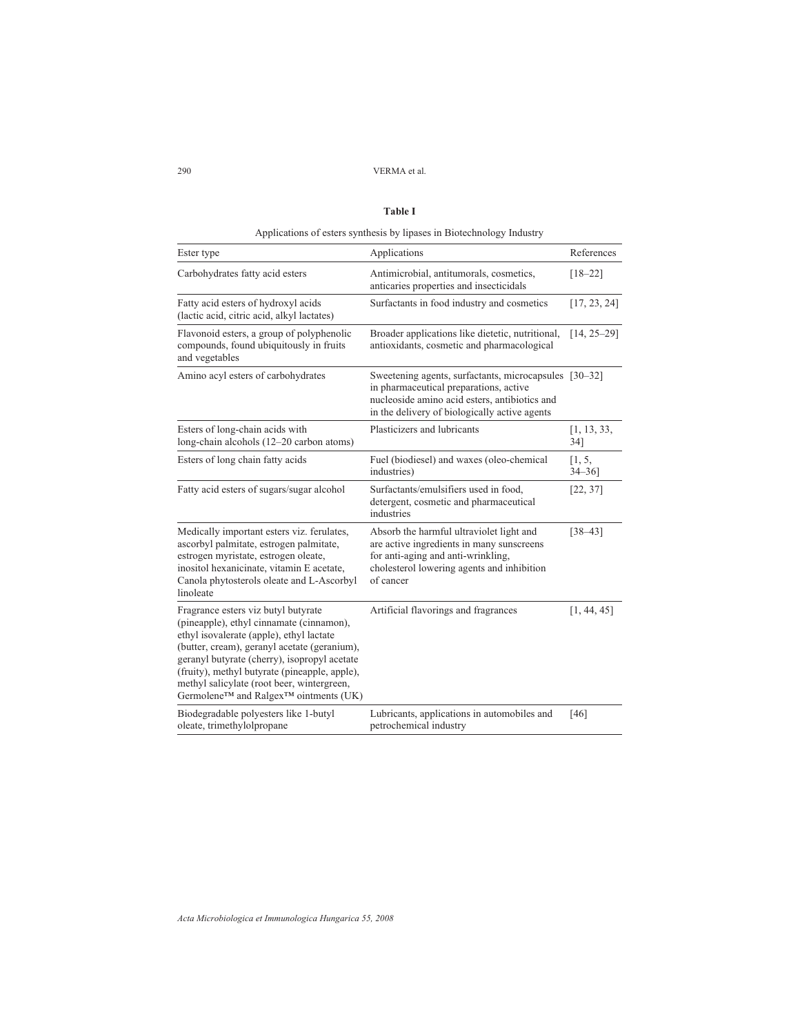**Table I**

Applications of esters synthesis by lipases in Biotechnology Industry

| Ester type | Applications | References |
|---|---|---|
| Carbohydrates fatty acid esters | Antimicrobial, antitumorals, cosmetics, anticaries properties and insecticidals | [18–22] |
| Fatty acid esters of hydroxyl acids (lactic acid, citric acid, alkyl lactates) | Surfactants in food industry and cosmetics | [17, 23, 24] |
| Flavonoid esters, a group of polyphenolic compounds, found ubiquitously in fruits and vegetables | Broader applications like dietetic, nutritional, antioxidants, cosmetic and pharmacological | [14, 25–29] |
| Amino acyl esters of carbohydrates | Sweetening agents, surfactants, microcapsules in pharmaceutical preparations, active nucleoside amino acid esters, antibiotics and in the delivery of biologically active agents | [30–32] |
| Esters of long-chain acids with long-chain alcohols (12–20 carbon atoms) | Plasticizers and lubricants | [1, 13, 33, 34] |
| Esters of long chain fatty acids | Fuel (biodiesel) and waxes (oleo-chemical industries) | [1, 5, 34–36] |
| Fatty acid esters of sugars/sugar alcohol | Surfactants/emulsifiers used in food, detergent, cosmetic and pharmaceutical industries | [22, 37] |
| Medically important esters viz. ferulates, ascorbyl palmitate, estrogen palmitate, estrogen myristate, estrogen oleate, inositol hexanicinate, vitamin E acetate, Canola phytosterols oleate and L-Ascorbyl linoleate | Absorb the harmful ultraviolet light and are active ingredients in many sunscreens for anti-aging and anti-wrinkling, cholesterol lowering agents and inhibition of cancer | [38–43] |
| Fragrance esters viz butyl butyrate (pineapple), ethyl cinnamate (cinnamon), ethyl isovalerate (apple), ethyl lactate (butter, cream), geranyl acetate (geranium), geranyl butyrate (cherry), isopropyl acetate (fruity), methyl butyrate (pineapple, apple), methyl salicylate (root beer, wintergreen, Germolene™ and Ralgex™ ointments (UK) | Artificial flavorings and fragrances | [1, 44, 45] |
| Biodegradable polyesters like 1-butyl oleate, trimethylolpropane | Lubricants, applications in automobiles and petrochemical industry | [46] |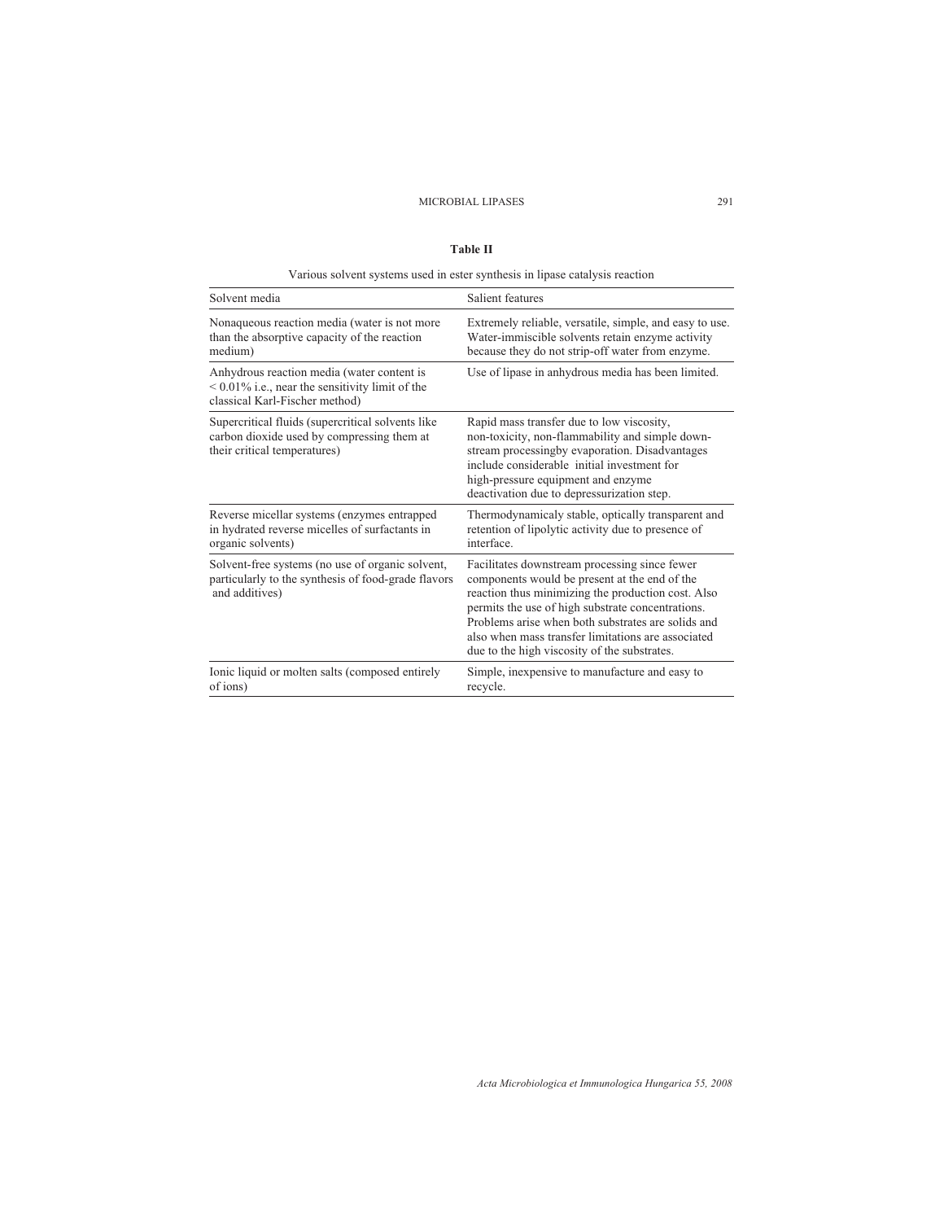**Table II**

Various solvent systems used in ester synthesis in lipase catalysis reaction

| Solvent media | Salient features |
| --- | --- |
| Nonaqueous reaction media (water is not more than the absorptive capacity of the reaction medium) | Extremely reliable, versatile, simple, and easy to use. Water-immiscible solvents retain enzyme activity because they do not strip-off water from enzyme. |
| Anhydrous reaction media (water content is < 0.01% i.e., near the sensitivity limit of the classical Karl-Fischer method) | Use of lipase in anhydrous media has been limited. |
| Supercritical fluids (supercritical solvents like carbon dioxide used by compressing them at their critical temperatures) | Rapid mass transfer due to low viscosity, non-toxicity, non-flammability and simple down-stream processingby evaporation. Disadvantages include considerable initial investment for high-pressure equipment and enzyme deactivation due to depressurization step. |
| Reverse micellar systems (enzymes entrapped in hydrated reverse micelles of surfactants in organic solvents) | Thermodynamicaly stable, optically transparent and retention of lipolytic activity due to presence of interface. |
| Solvent-free systems (no use of organic solvent, particularly to the synthesis of food-grade flavors and additives) | Facilitates downstream processing since fewer components would be present at the end of the reaction thus minimizing the production cost. Also permits the use of high substrate concentrations. Problems arise when both substrates are solids and also when mass transfer limitations are associated due to the high viscosity of the substrates. |
| Ionic liquid or molten salts (composed entirely of ions) | Simple, inexpensive to manufacture and easy to recycle. |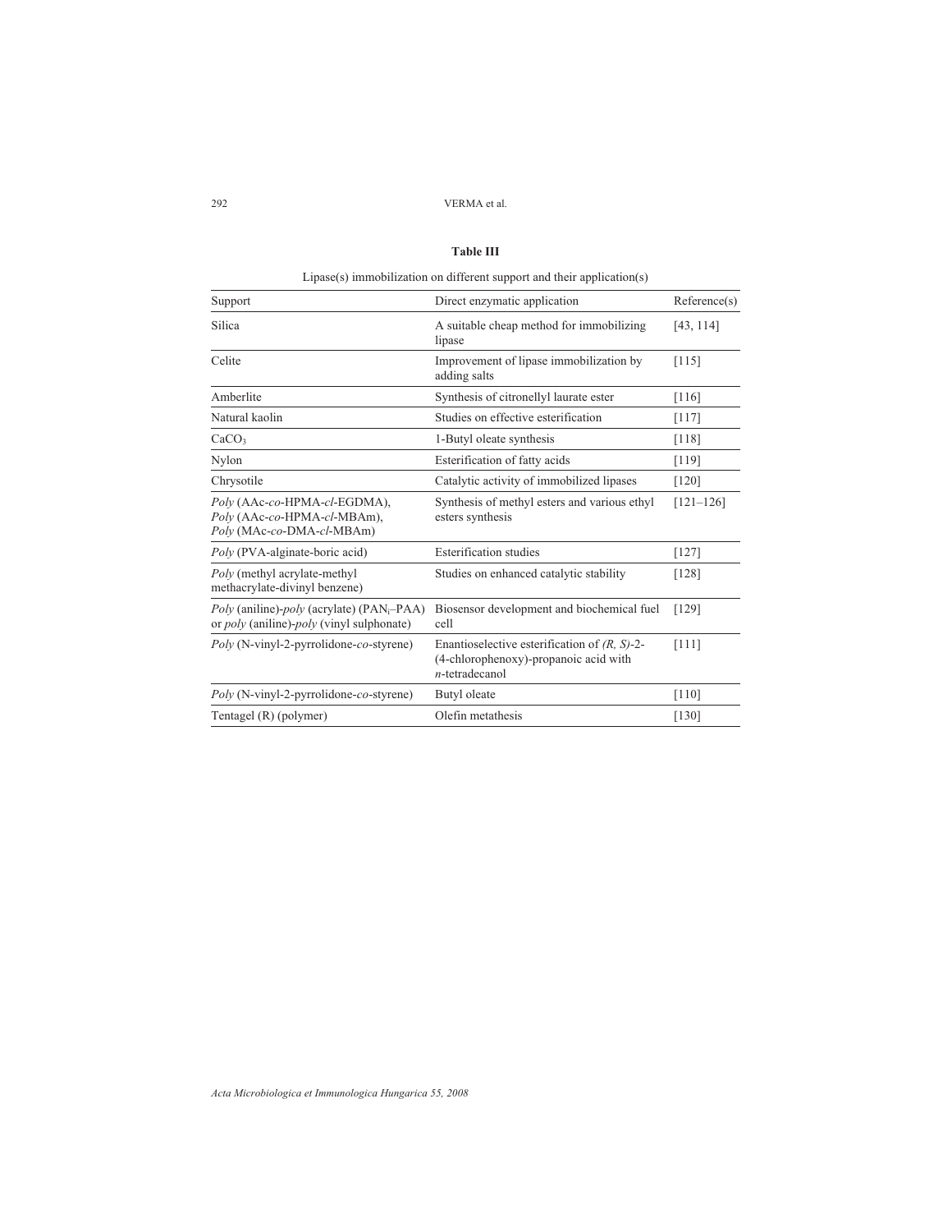**Table III**

Lipase(s) immobilization on different support and their application(s)

| Support | Direct enzymatic application | Reference(s) |
| --- | --- | --- |
| Silica | A suitable cheap method for immobilizing lipase | [43, 114] |
| Celite | Improvement of lipase immobilization by adding salts | [115] |
| Amberlite | Synthesis of citronellyl laurate ester | [116] |
| Natural kaolin | Studies on effective esterification | [117] |
| $CaCO_3$ | 1-Butyl oleate synthesis | [118] |
| Nylon | Esterification of fatty acids | [119] |
| Chrysotile | Catalytic activity of immobilized lipases | [120] |
| *Poly* (AAc-*co*-HPMA-*cl*-EGDMA), *Poly* (AAc-*co*-HPMA-*cl*-MBAm), *Poly* (MAc-*co*-DMA-*cl*-MBAm) | Synthesis of methyl esters and various ethyl esters synthesis | [121–126] |
| *Poly* (PVA-alginate-boric acid) | Esterification studies | [127] |
| *Poly* (methyl acrylate-methyl methacrylate-divinyl benzene) | Studies on enhanced catalytic stability | [128] |
| *Poly* (aniline)-*poly* (acrylate) ($PAN_i$–PAA) or *poly* (aniline)-*poly* (vinyl sulphonate) | Biosensor development and biochemical fuel cell | [129] |
| *Poly* (N-vinyl-2-pyrrolidone-*co*-styrene) | Enantioselective esterification of *(R, S)*-2-(4-chlorophenoxy)-propanoic acid with *n*-tetradecanol | [111] |
| *Poly* (N-vinyl-2-pyrrolidone-*co*-styrene) | Butyl oleate | [110] |
| Tentagel (R) (polymer) | Olefin metathesis | [130] |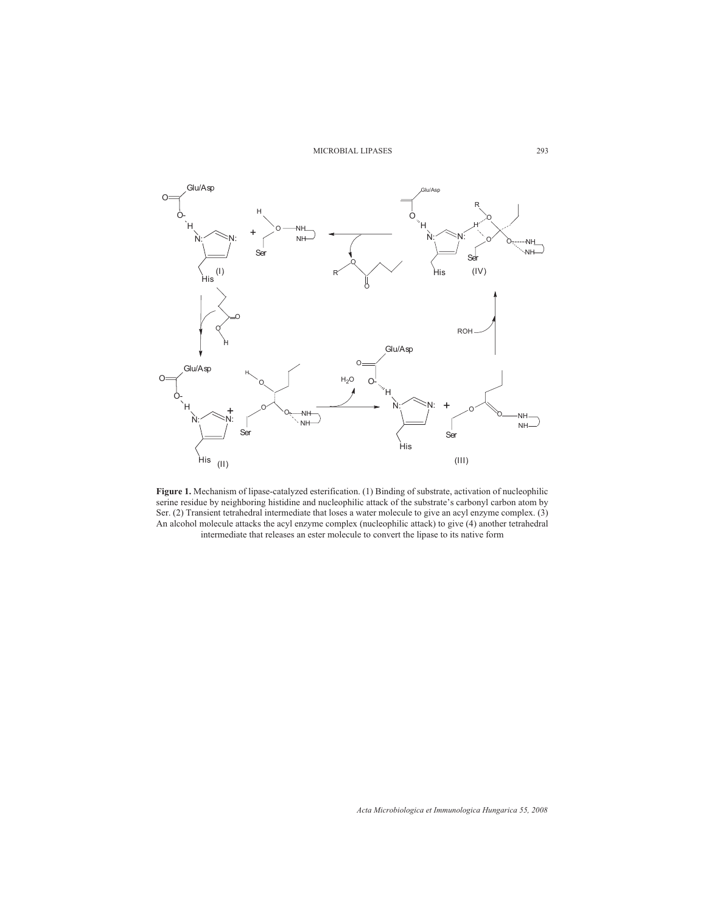**Figure 1.** Mechanism of lipase-catalyzed esterification. (1) Binding of substrate, activation of nucleophilic serine residue by neighboring histidine and nucleophilic attack of the substrate's carbonyl carbon atom by Ser. (2) Transient tetrahedral intermediate that loses a water molecule to give an acyl enzyme complex. (3) An alcohol molecule attacks the acyl enzyme complex (nucleophilic attack) to give (4) another tetrahedral intermediate that releases an ester molecule to convert the lipase to its native form